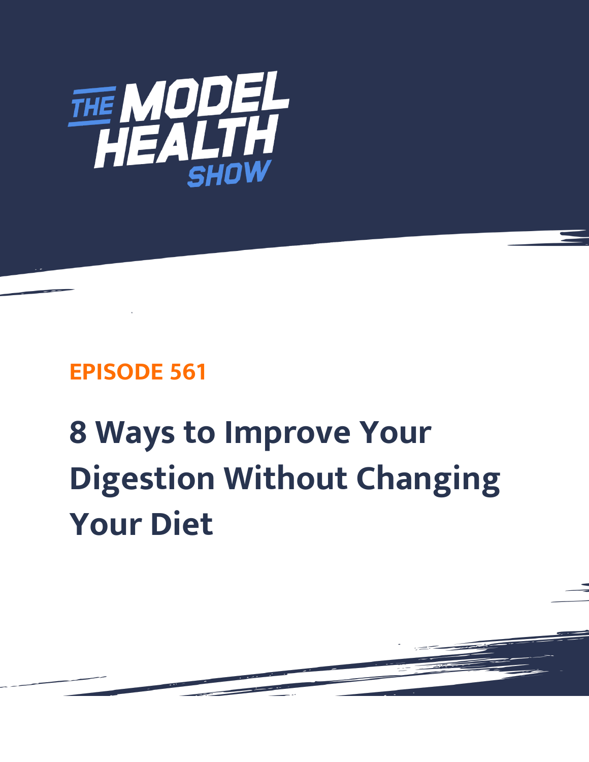THE MODEL HEALTH SHOW

EPISODE 561

# 8 Ways to Improve Your Digestion Without Changing Your Diet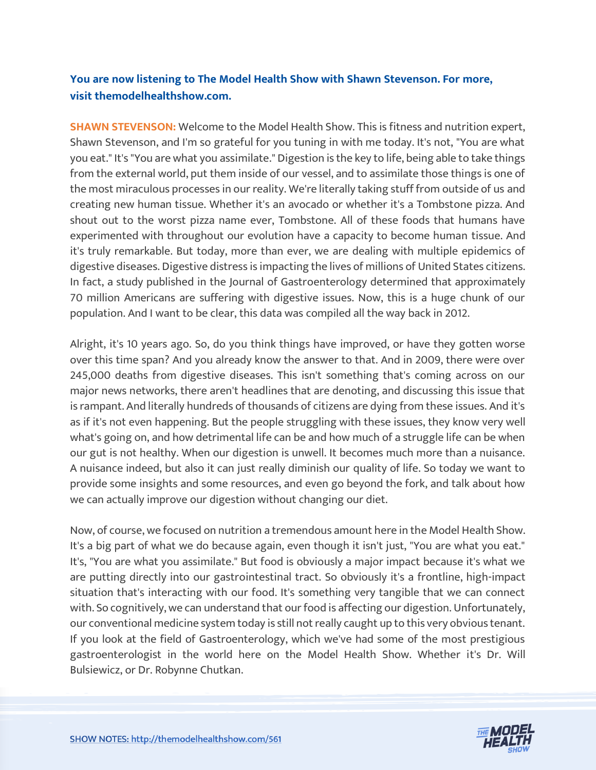**You are now listening to The Model Health Show with Shawn Stevenson. For more, visit themodelhealthshow.com.**

**SHAWN STEVENSON:** Welcome to the Model Health Show. This is fitness and nutrition expert, Shawn Stevenson, and I'm so grateful for you tuning in with me today. It's not, "You are what you eat." It's "You are what you assimilate." Digestion is the key to life, being able to take things from the external world, put them inside of our vessel, and to assimilate those things is one of the most miraculous processes in our reality. We're literally taking stuff from outside of us and creating new human tissue. Whether it's an avocado or whether it's a Tombstone pizza. And shout out to the worst pizza name ever, Tombstone. All of these foods that humans have experimented with throughout our evolution have a capacity to become human tissue. And it's truly remarkable. But today, more than ever, we are dealing with multiple epidemics of digestive diseases. Digestive distress is impacting the lives of millions of United States citizens. In fact, a study published in the Journal of Gastroenterology determined that approximately 70 million Americans are suffering with digestive issues. Now, this is a huge chunk of our population. And I want to be clear, this data was compiled all the way back in 2012.

Alright, it's 10 years ago. So, do you think things have improved, or have they gotten worse over this time span? And you already know the answer to that. And in 2009, there were over 245,000 deaths from digestive diseases. This isn't something that's coming across on our major news networks, there aren't headlines that are denoting, and discussing this issue that is rampant. And literally hundreds of thousands of citizens are dying from these issues. And it's as if it's not even happening. But the people struggling with these issues, they know very well what's going on, and how detrimental life can be and how much of a struggle life can be when our gut is not healthy. When our digestion is unwell. It becomes much more than a nuisance. A nuisance indeed, but also it can just really diminish our quality of life. So today we want to provide some insights and some resources, and even go beyond the fork, and talk about how we can actually improve our digestion without changing our diet.

Now, of course, we focused on nutrition a tremendous amount here in the Model Health Show. It's a big part of what we do because again, even though it isn't just, "You are what you eat." It's, "You are what you assimilate." But food is obviously a major impact because it's what we are putting directly into our gastrointestinal tract. So obviously it's a frontline, high-impact situation that's interacting with our food. It's something very tangible that we can connect with. So cognitively, we can understand that our food is affecting our digestion. Unfortunately, our conventional medicine system today is still not really caught up to this very obvious tenant. If you look at the field of Gastroenterology, which we've had some of the most prestigious gastroenterologist in the world here on the Model Health Show. Whether it's Dr. Will Bulsiewicz, or Dr. Robynne Chutkan.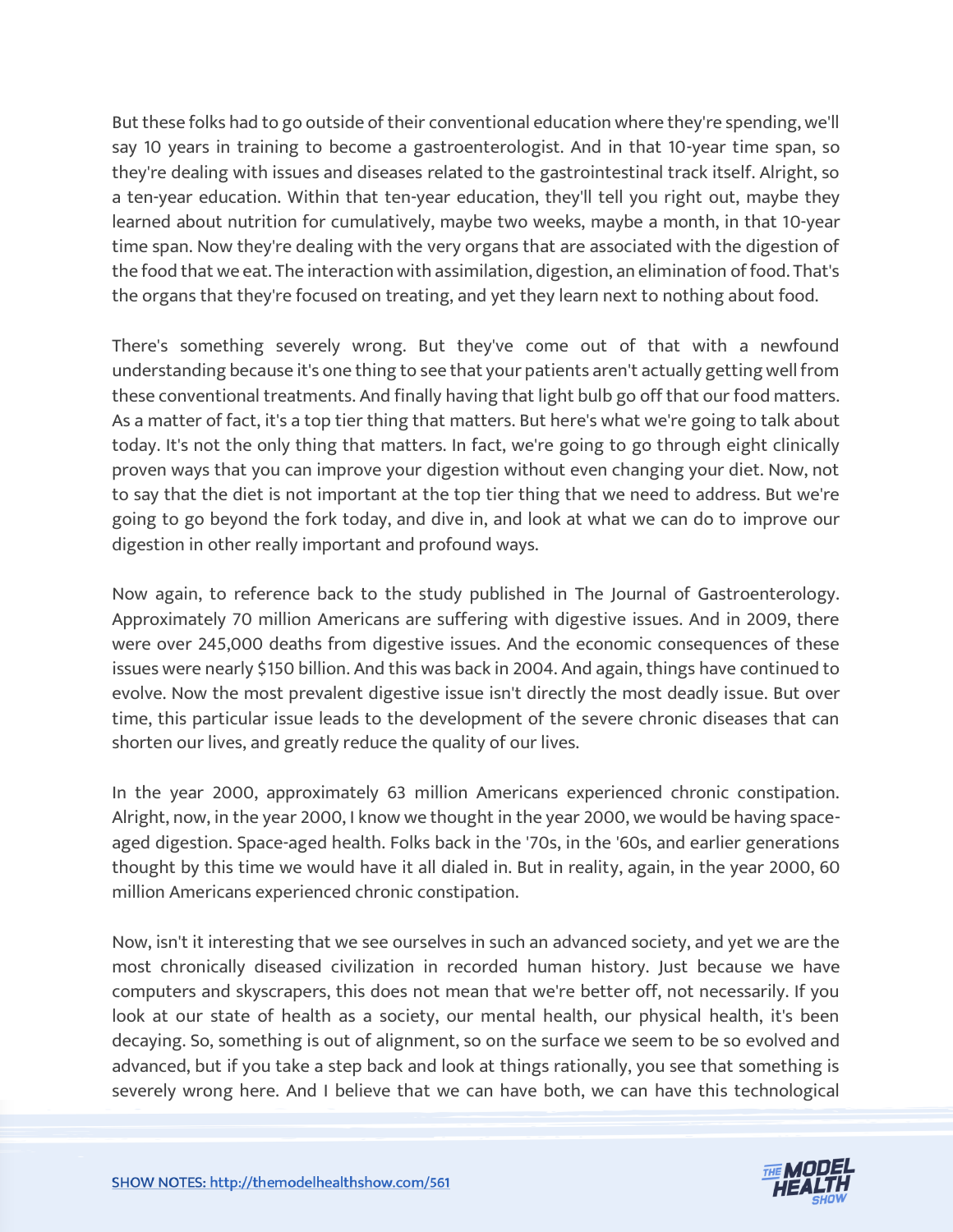But these folks had to go outside of their conventional education where they're spending, we'll say 10 years in training to become a gastroenterologist. And in that 10-year time span, so they're dealing with issues and diseases related to the gastrointestinal track itself. Alright, so a ten-year education. Within that ten-year education, they'll tell you right out, maybe they learned about nutrition for cumulatively, maybe two weeks, maybe a month, in that 10-year time span. Now they're dealing with the very organs that are associated with the digestion of the food that we eat. The interaction with assimilation, digestion, an elimination of food. That's the organs that they're focused on treating, and yet they learn next to nothing about food.

There's something severely wrong. But they've come out of that with a newfound understanding because it's one thing to see that your patients aren't actually getting well from these conventional treatments. And finally having that light bulb go off that our food matters. As a matter of fact, it's a top tier thing that matters. But here's what we're going to talk about today. It's not the only thing that matters. In fact, we're going to go through eight clinically proven ways that you can improve your digestion without even changing your diet. Now, not to say that the diet is not important at the top tier thing that we need to address. But we're going to go beyond the fork today, and dive in, and look at what we can do to improve our digestion in other really important and profound ways.

Now again, to reference back to the study published in The Journal of Gastroenterology. Approximately 70 million Americans are suffering with digestive issues. And in 2009, there were over 245,000 deaths from digestive issues. And the economic consequences of these issues were nearly $150 billion. And this was back in 2004. And again, things have continued to evolve. Now the most prevalent digestive issue isn't directly the most deadly issue. But over time, this particular issue leads to the development of the severe chronic diseases that can shorten our lives, and greatly reduce the quality of our lives.

In the year 2000, approximately 63 million Americans experienced chronic constipation. Alright, now, in the year 2000, I know we thought in the year 2000, we would be having space-aged digestion. Space-aged health. Folks back in the '70s, in the '60s, and earlier generations thought by this time we would have it all dialed in. But in reality, again, in the year 2000, 60 million Americans experienced chronic constipation.

Now, isn't it interesting that we see ourselves in such an advanced society, and yet we are the most chronically diseased civilization in recorded human history. Just because we have computers and skyscrapers, this does not mean that we're better off, not necessarily. If you look at our state of health as a society, our mental health, our physical health, it's been decaying. So, something is out of alignment, so on the surface we seem to be so evolved and advanced, but if you take a step back and look at things rationally, you see that something is severely wrong here. And I believe that we can have both, we can have this technological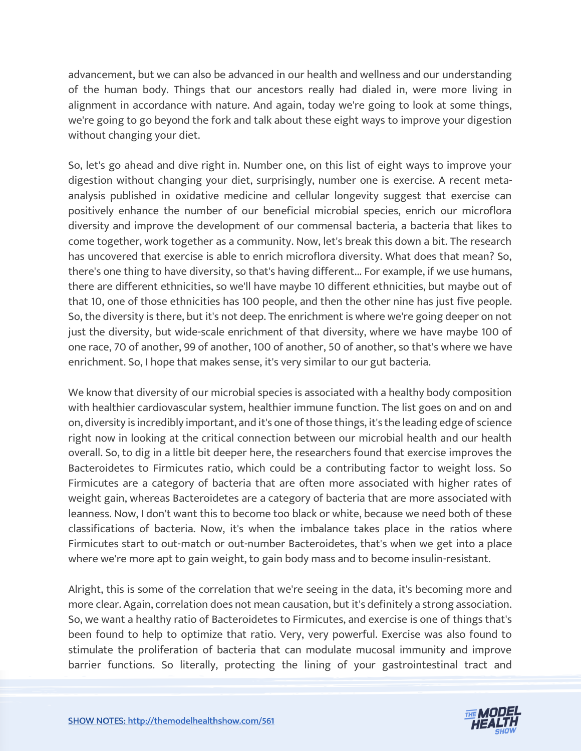advancement, but we can also be advanced in our health and wellness and our understanding of the human body. Things that our ancestors really had dialed in, were more living in alignment in accordance with nature. And again, today we're going to look at some things, we're going to go beyond the fork and talk about these eight ways to improve your digestion without changing your diet.

So, let's go ahead and dive right in. Number one, on this list of eight ways to improve your digestion without changing your diet, surprisingly, number one is exercise. A recent meta-analysis published in oxidative medicine and cellular longevity suggest that exercise can positively enhance the number of our beneficial microbial species, enrich our microflora diversity and improve the development of our commensal bacteria, a bacteria that likes to come together, work together as a community. Now, let's break this down a bit. The research has uncovered that exercise is able to enrich microflora diversity. What does that mean? So, there's one thing to have diversity, so that's having different... For example, if we use humans, there are different ethnicities, so we'll have maybe 10 different ethnicities, but maybe out of that 10, one of those ethnicities has 100 people, and then the other nine has just five people. So, the diversity is there, but it's not deep. The enrichment is where we're going deeper on not just the diversity, but wide-scale enrichment of that diversity, where we have maybe 100 of one race, 70 of another, 99 of another, 100 of another, 50 of another, so that's where we have enrichment. So, I hope that makes sense, it's very similar to our gut bacteria.

We know that diversity of our microbial species is associated with a healthy body composition with healthier cardiovascular system, healthier immune function. The list goes on and on and on, diversity is incredibly important, and it's one of those things, it's the leading edge of science right now in looking at the critical connection between our microbial health and our health overall. So, to dig in a little bit deeper here, the researchers found that exercise improves the Bacteroidetes to Firmicutes ratio, which could be a contributing factor to weight loss. So Firmicutes are a category of bacteria that are often more associated with higher rates of weight gain, whereas Bacteroidetes are a category of bacteria that are more associated with leanness. Now, I don't want this to become too black or white, because we need both of these classifications of bacteria. Now, it's when the imbalance takes place in the ratios where Firmicutes start to out-match or out-number Bacteroidetes, that's when we get into a place where we're more apt to gain weight, to gain body mass and to become insulin-resistant.

Alright, this is some of the correlation that we're seeing in the data, it's becoming more and more clear. Again, correlation does not mean causation, but it's definitely a strong association. So, we want a healthy ratio of Bacteroidetes to Firmicutes, and exercise is one of things that's been found to help to optimize that ratio. Very, very powerful. Exercise was also found to stimulate the proliferation of bacteria that can modulate mucosal immunity and improve barrier functions. So literally, protecting the lining of your gastrointestinal tract and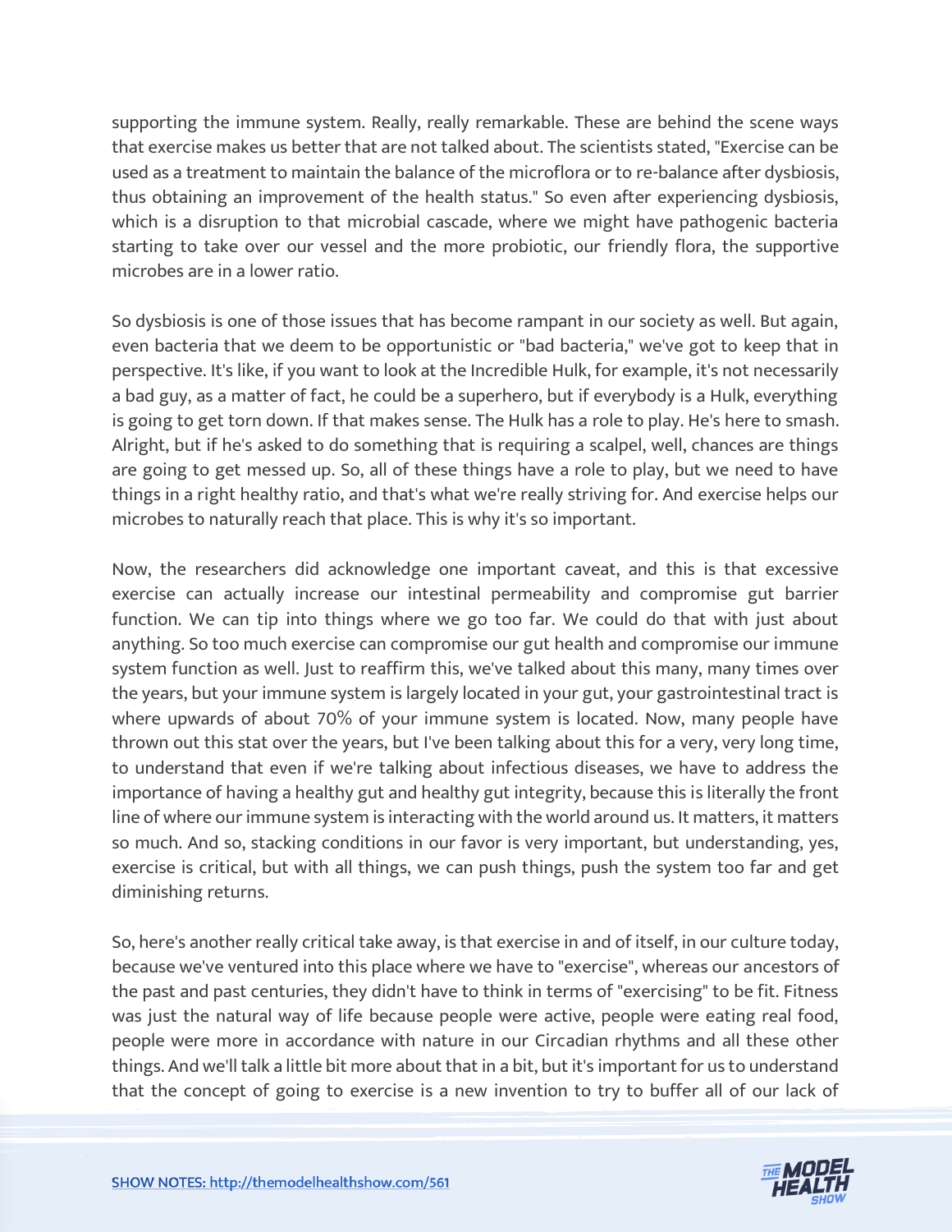supporting the immune system. Really, really remarkable. These are behind the scene ways that exercise makes us better that are not talked about. The scientists stated, "Exercise can be used as a treatment to maintain the balance of the microflora or to re-balance after dysbiosis, thus obtaining an improvement of the health status." So even after experiencing dysbiosis, which is a disruption to that microbial cascade, where we might have pathogenic bacteria starting to take over our vessel and the more probiotic, our friendly flora, the supportive microbes are in a lower ratio.

So dysbiosis is one of those issues that has become rampant in our society as well. But again, even bacteria that we deem to be opportunistic or "bad bacteria," we've got to keep that in perspective. It's like, if you want to look at the Incredible Hulk, for example, it's not necessarily a bad guy, as a matter of fact, he could be a superhero, but if everybody is a Hulk, everything is going to get torn down. If that makes sense. The Hulk has a role to play. He's here to smash. Alright, but if he's asked to do something that is requiring a scalpel, well, chances are things are going to get messed up. So, all of these things have a role to play, but we need to have things in a right healthy ratio, and that's what we're really striving for. And exercise helps our microbes to naturally reach that place. This is why it's so important.

Now, the researchers did acknowledge one important caveat, and this is that excessive exercise can actually increase our intestinal permeability and compromise gut barrier function. We can tip into things where we go too far. We could do that with just about anything. So too much exercise can compromise our gut health and compromise our immune system function as well. Just to reaffirm this, we've talked about this many, many times over the years, but your immune system is largely located in your gut, your gastrointestinal tract is where upwards of about 70% of your immune system is located. Now, many people have thrown out this stat over the years, but I've been talking about this for a very, very long time, to understand that even if we're talking about infectious diseases, we have to address the importance of having a healthy gut and healthy gut integrity, because this is literally the front line of where our immune system is interacting with the world around us. It matters, it matters so much. And so, stacking conditions in our favor is very important, but understanding, yes, exercise is critical, but with all things, we can push things, push the system too far and get diminishing returns.

So, here's another really critical take away, is that exercise in and of itself, in our culture today, because we've ventured into this place where we have to "exercise", whereas our ancestors of the past and past centuries, they didn't have to think in terms of "exercising" to be fit. Fitness was just the natural way of life because people were active, people were eating real food, people were more in accordance with nature in our Circadian rhythms and all these other things. And we'll talk a little bit more about that in a bit, but it's important for us to understand that the concept of going to exercise is a new invention to try to buffer all of our lack of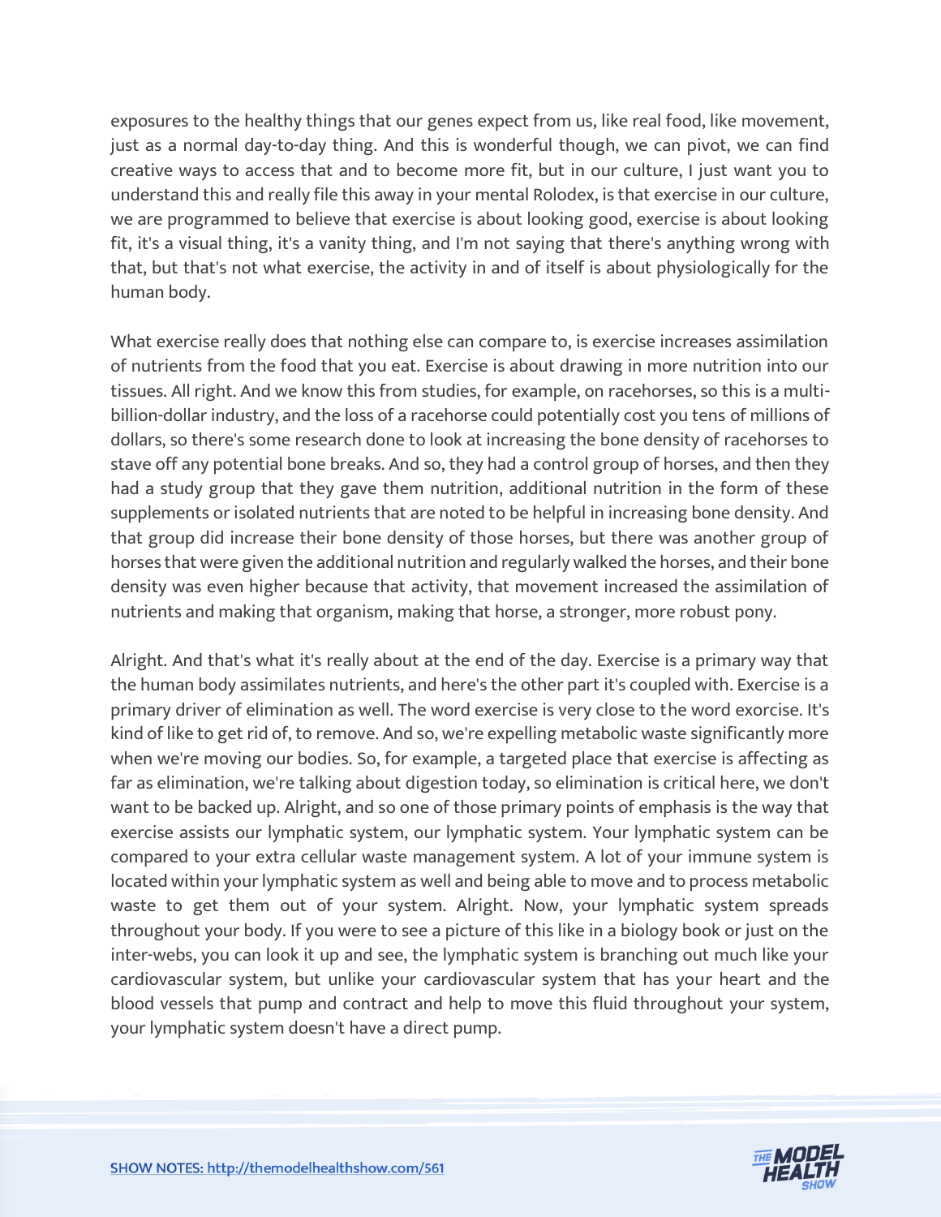exposures to the healthy things that our genes expect from us, like real food, like movement, just as a normal day-to-day thing. And this is wonderful though, we can pivot, we can find creative ways to access that and to become more fit, but in our culture, I just want you to understand this and really file this away in your mental Rolodex, is that exercise in our culture, we are programmed to believe that exercise is about looking good, exercise is about looking fit, it's a visual thing, it's a vanity thing, and I'm not saying that there's anything wrong with that, but that's not what exercise, the activity in and of itself is about physiologically for the human body.

What exercise really does that nothing else can compare to, is exercise increases assimilation of nutrients from the food that you eat. Exercise is about drawing in more nutrition into our tissues. All right. And we know this from studies, for example, on racehorses, so this is a multi-billion-dollar industry, and the loss of a racehorse could potentially cost you tens of millions of dollars, so there's some research done to look at increasing the bone density of racehorses to stave off any potential bone breaks. And so, they had a control group of horses, and then they had a study group that they gave them nutrition, additional nutrition in the form of these supplements or isolated nutrients that are noted to be helpful in increasing bone density. And that group did increase their bone density of those horses, but there was another group of horses that were given the additional nutrition and regularly walked the horses, and their bone density was even higher because that activity, that movement increased the assimilation of nutrients and making that organism, making that horse, a stronger, more robust pony.

Alright. And that's what it's really about at the end of the day. Exercise is a primary way that the human body assimilates nutrients, and here's the other part it's coupled with. Exercise is a primary driver of elimination as well. The word exercise is very close to the word exorcise. It's kind of like to get rid of, to remove. And so, we're expelling metabolic waste significantly more when we're moving our bodies. So, for example, a targeted place that exercise is affecting as far as elimination, we're talking about digestion today, so elimination is critical here, we don't want to be backed up. Alright, and so one of those primary points of emphasis is the way that exercise assists our lymphatic system, our lymphatic system. Your lymphatic system can be compared to your extra cellular waste management system. A lot of your immune system is located within your lymphatic system as well and being able to move and to process metabolic waste to get them out of your system. Alright. Now, your lymphatic system spreads throughout your body. If you were to see a picture of this like in a biology book or just on the inter-webs, you can look it up and see, the lymphatic system is branching out much like your cardiovascular system, but unlike your cardiovascular system that has your heart and the blood vessels that pump and contract and help to move this fluid throughout your system, your lymphatic system doesn't have a direct pump.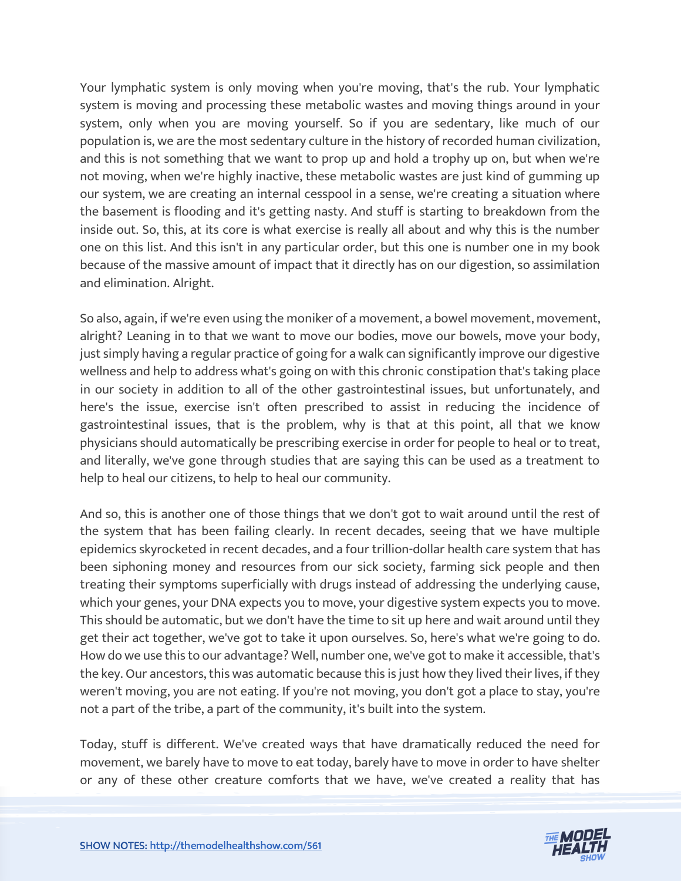Your lymphatic system is only moving when you're moving, that's the rub. Your lymphatic system is moving and processing these metabolic wastes and moving things around in your system, only when you are moving yourself. So if you are sedentary, like much of our population is, we are the most sedentary culture in the history of recorded human civilization, and this is not something that we want to prop up and hold a trophy up on, but when we're not moving, when we're highly inactive, these metabolic wastes are just kind of gumming up our system, we are creating an internal cesspool in a sense, we're creating a situation where the basement is flooding and it's getting nasty. And stuff is starting to breakdown from the inside out. So, this, at its core is what exercise is really all about and why this is the number one on this list. And this isn't in any particular order, but this one is number one in my book because of the massive amount of impact that it directly has on our digestion, so assimilation and elimination. Alright.

So also, again, if we're even using the moniker of a movement, a bowel movement, movement, alright? Leaning in to that we want to move our bodies, move our bowels, move your body, just simply having a regular practice of going for a walk can significantly improve our digestive wellness and help to address what's going on with this chronic constipation that's taking place in our society in addition to all of the other gastrointestinal issues, but unfortunately, and here's the issue, exercise isn't often prescribed to assist in reducing the incidence of gastrointestinal issues, that is the problem, why is that at this point, all that we know physicians should automatically be prescribing exercise in order for people to heal or to treat, and literally, we've gone through studies that are saying this can be used as a treatment to help to heal our citizens, to help to heal our community.

And so, this is another one of those things that we don't got to wait around until the rest of the system that has been failing clearly. In recent decades, seeing that we have multiple epidemics skyrocketed in recent decades, and a four trillion-dollar health care system that has been siphoning money and resources from our sick society, farming sick people and then treating their symptoms superficially with drugs instead of addressing the underlying cause, which your genes, your DNA expects you to move, your digestive system expects you to move. This should be automatic, but we don't have the time to sit up here and wait around until they get their act together, we've got to take it upon ourselves. So, here's what we're going to do. How do we use this to our advantage? Well, number one, we've got to make it accessible, that's the key. Our ancestors, this was automatic because this is just how they lived their lives, if they weren't moving, you are not eating. If you're not moving, you don't got a place to stay, you're not a part of the tribe, a part of the community, it's built into the system.

Today, stuff is different. We've created ways that have dramatically reduced the need for movement, we barely have to move to eat today, barely have to move in order to have shelter or any of these other creature comforts that we have, we've created a reality that has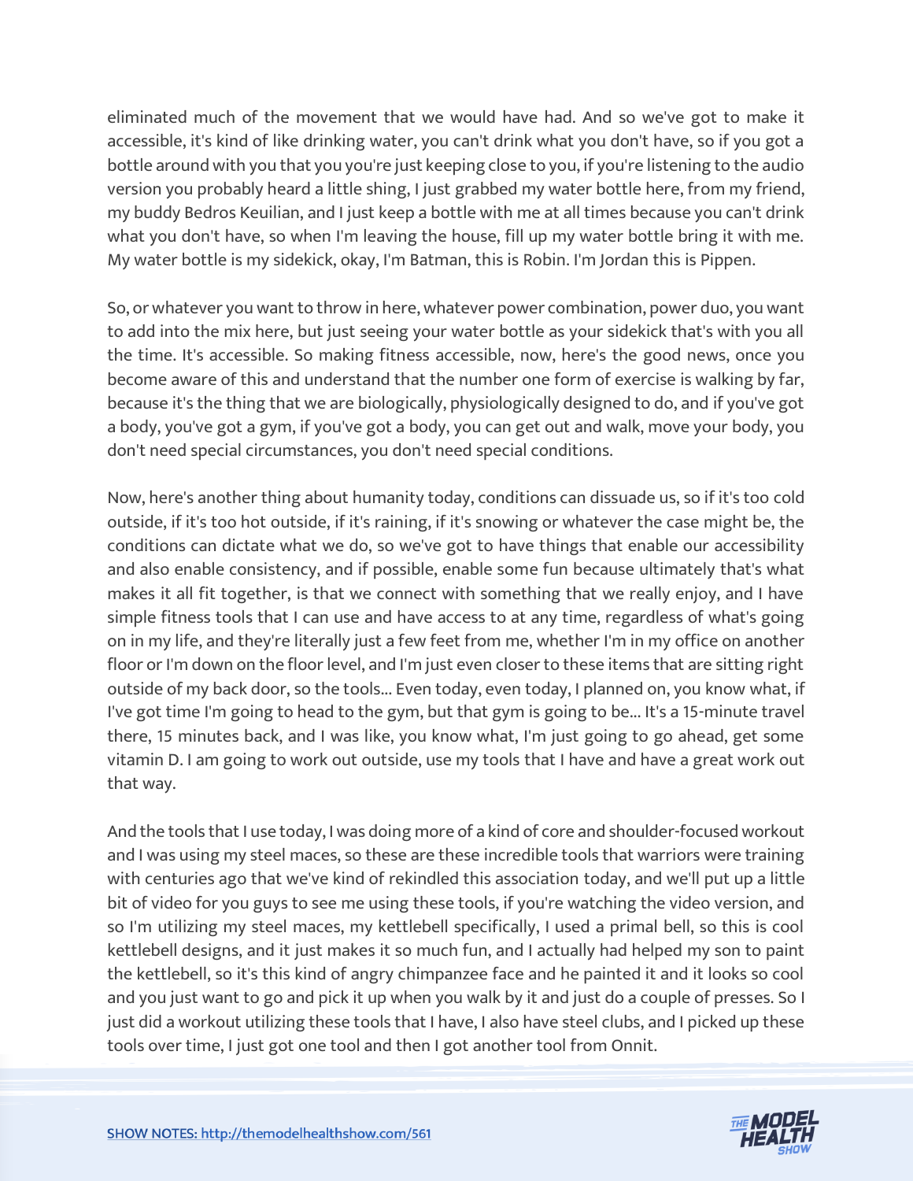eliminated much of the movement that we would have had. And so we've got to make it accessible, it's kind of like drinking water, you can't drink what you don't have, so if you got a bottle around with you that you you're just keeping close to you, if you're listening to the audio version you probably heard a little shing, I just grabbed my water bottle here, from my friend, my buddy Bedros Keuilian, and I just keep a bottle with me at all times because you can't drink what you don't have, so when I'm leaving the house, fill up my water bottle bring it with me. My water bottle is my sidekick, okay, I'm Batman, this is Robin. I'm Jordan this is Pippen.

So, or whatever you want to throw in here, whatever power combination, power duo, you want to add into the mix here, but just seeing your water bottle as your sidekick that's with you all the time. It's accessible. So making fitness accessible, now, here's the good news, once you become aware of this and understand that the number one form of exercise is walking by far, because it's the thing that we are biologically, physiologically designed to do, and if you've got a body, you've got a gym, if you've got a body, you can get out and walk, move your body, you don't need special circumstances, you don't need special conditions.

Now, here's another thing about humanity today, conditions can dissuade us, so if it's too cold outside, if it's too hot outside, if it's raining, if it's snowing or whatever the case might be, the conditions can dictate what we do, so we've got to have things that enable our accessibility and also enable consistency, and if possible, enable some fun because ultimately that's what makes it all fit together, is that we connect with something that we really enjoy, and I have simple fitness tools that I can use and have access to at any time, regardless of what's going on in my life, and they're literally just a few feet from me, whether I'm in my office on another floor or I'm down on the floor level, and I'm just even closer to these items that are sitting right outside of my back door, so the tools... Even today, even today, I planned on, you know what, if I've got time I'm going to head to the gym, but that gym is going to be... It's a 15-minute travel there, 15 minutes back, and I was like, you know what, I'm just going to go ahead, get some vitamin D. I am going to work out outside, use my tools that I have and have a great work out that way.

And the tools that I use today, I was doing more of a kind of core and shoulder-focused workout and I was using my steel maces, so these are these incredible tools that warriors were training with centuries ago that we've kind of rekindled this association today, and we'll put up a little bit of video for you guys to see me using these tools, if you're watching the video version, and so I'm utilizing my steel maces, my kettlebell specifically, I used a primal bell, so this is cool kettlebell designs, and it just makes it so much fun, and I actually had helped my son to paint the kettlebell, so it's this kind of angry chimpanzee face and he painted it and it looks so cool and you just want to go and pick it up when you walk by it and just do a couple of presses. So I just did a workout utilizing these tools that I have, I also have steel clubs, and I picked up these tools over time, I just got one tool and then I got another tool from Onnit.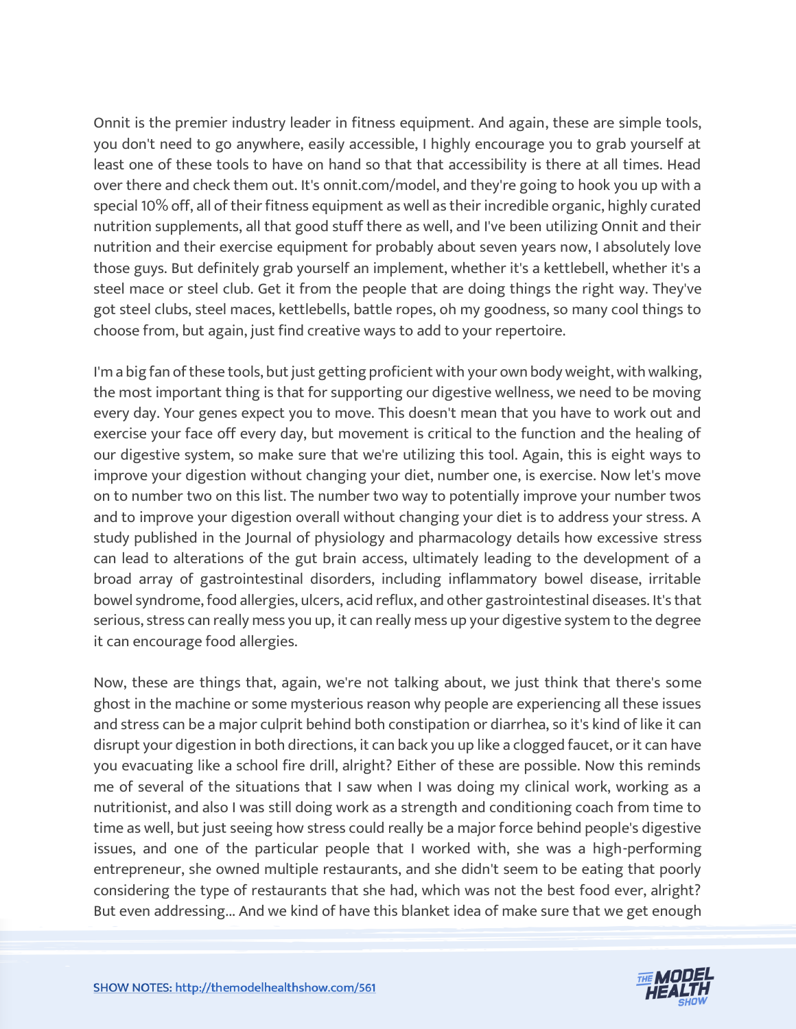Onnit is the premier industry leader in fitness equipment. And again, these are simple tools, you don't need to go anywhere, easily accessible, I highly encourage you to grab yourself at least one of these tools to have on hand so that that accessibility is there at all times. Head over there and check them out. It's onnit.com/model, and they're going to hook you up with a special 10% off, all of their fitness equipment as well as their incredible organic, highly curated nutrition supplements, all that good stuff there as well, and I've been utilizing Onnit and their nutrition and their exercise equipment for probably about seven years now, I absolutely love those guys. But definitely grab yourself an implement, whether it's a kettlebell, whether it's a steel mace or steel club. Get it from the people that are doing things the right way. They've got steel clubs, steel maces, kettlebells, battle ropes, oh my goodness, so many cool things to choose from, but again, just find creative ways to add to your repertoire.

I'm a big fan of these tools, but just getting proficient with your own body weight, with walking, the most important thing is that for supporting our digestive wellness, we need to be moving every day. Your genes expect you to move. This doesn't mean that you have to work out and exercise your face off every day, but movement is critical to the function and the healing of our digestive system, so make sure that we're utilizing this tool. Again, this is eight ways to improve your digestion without changing your diet, number one, is exercise. Now let's move on to number two on this list. The number two way to potentially improve your number twos and to improve your digestion overall without changing your diet is to address your stress. A study published in the Journal of physiology and pharmacology details how excessive stress can lead to alterations of the gut brain access, ultimately leading to the development of a broad array of gastrointestinal disorders, including inflammatory bowel disease, irritable bowel syndrome, food allergies, ulcers, acid reflux, and other gastrointestinal diseases. It's that serious, stress can really mess you up, it can really mess up your digestive system to the degree it can encourage food allergies.

Now, these are things that, again, we're not talking about, we just think that there's some ghost in the machine or some mysterious reason why people are experiencing all these issues and stress can be a major culprit behind both constipation or diarrhea, so it's kind of like it can disrupt your digestion in both directions, it can back you up like a clogged faucet, or it can have you evacuating like a school fire drill, alright? Either of these are possible. Now this reminds me of several of the situations that I saw when I was doing my clinical work, working as a nutritionist, and also I was still doing work as a strength and conditioning coach from time to time as well, but just seeing how stress could really be a major force behind people's digestive issues, and one of the particular people that I worked with, she was a high-performing entrepreneur, she owned multiple restaurants, and she didn't seem to be eating that poorly considering the type of restaurants that she had, which was not the best food ever, alright? But even addressing... And we kind of have this blanket idea of make sure that we get enough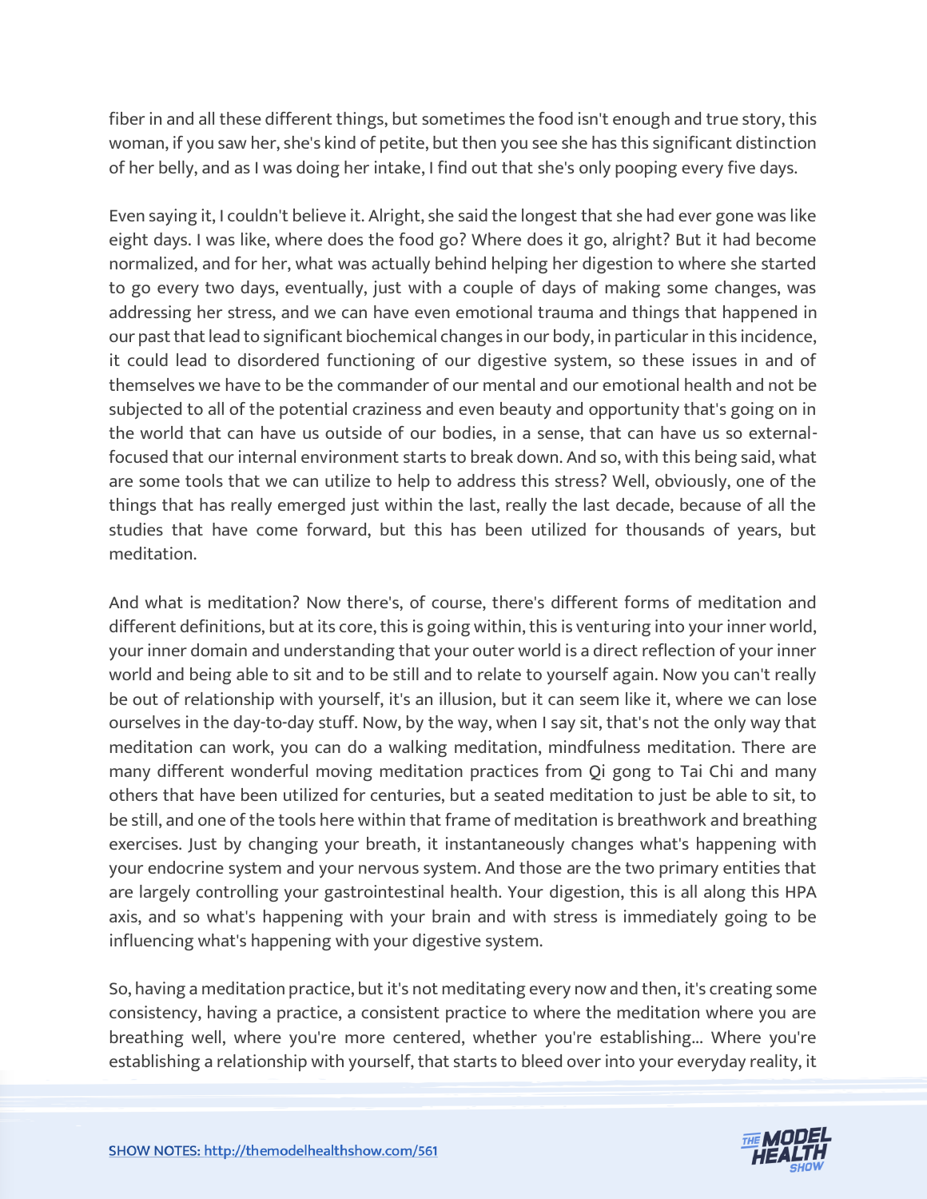fiber in and all these different things, but sometimes the food isn't enough and true story, this woman, if you saw her, she's kind of petite, but then you see she has this significant distinction of her belly, and as I was doing her intake, I find out that she's only pooping every five days.

Even saying it, I couldn't believe it. Alright, she said the longest that she had ever gone was like eight days. I was like, where does the food go? Where does it go, alright? But it had become normalized, and for her, what was actually behind helping her digestion to where she started to go every two days, eventually, just with a couple of days of making some changes, was addressing her stress, and we can have even emotional trauma and things that happened in our past that lead to significant biochemical changes in our body, in particular in this incidence, it could lead to disordered functioning of our digestive system, so these issues in and of themselves we have to be the commander of our mental and our emotional health and not be subjected to all of the potential craziness and even beauty and opportunity that's going on in the world that can have us outside of our bodies, in a sense, that can have us so external-focused that our internal environment starts to break down. And so, with this being said, what are some tools that we can utilize to help to address this stress? Well, obviously, one of the things that has really emerged just within the last, really the last decade, because of all the studies that have come forward, but this has been utilized for thousands of years, but meditation.

And what is meditation? Now there's, of course, there's different forms of meditation and different definitions, but at its core, this is going within, this is venturing into your inner world, your inner domain and understanding that your outer world is a direct reflection of your inner world and being able to sit and to be still and to relate to yourself again. Now you can't really be out of relationship with yourself, it's an illusion, but it can seem like it, where we can lose ourselves in the day-to-day stuff. Now, by the way, when I say sit, that's not the only way that meditation can work, you can do a walking meditation, mindfulness meditation. There are many different wonderful moving meditation practices from Qi gong to Tai Chi and many others that have been utilized for centuries, but a seated meditation to just be able to sit, to be still, and one of the tools here within that frame of meditation is breathwork and breathing exercises. Just by changing your breath, it instantaneously changes what's happening with your endocrine system and your nervous system. And those are the two primary entities that are largely controlling your gastrointestinal health. Your digestion, this is all along this HPA axis, and so what's happening with your brain and with stress is immediately going to be influencing what's happening with your digestive system.

So, having a meditation practice, but it's not meditating every now and then, it's creating some consistency, having a practice, a consistent practice to where the meditation where you are breathing well, where you're more centered, whether you're establishing... Where you're establishing a relationship with yourself, that starts to bleed over into your everyday reality, it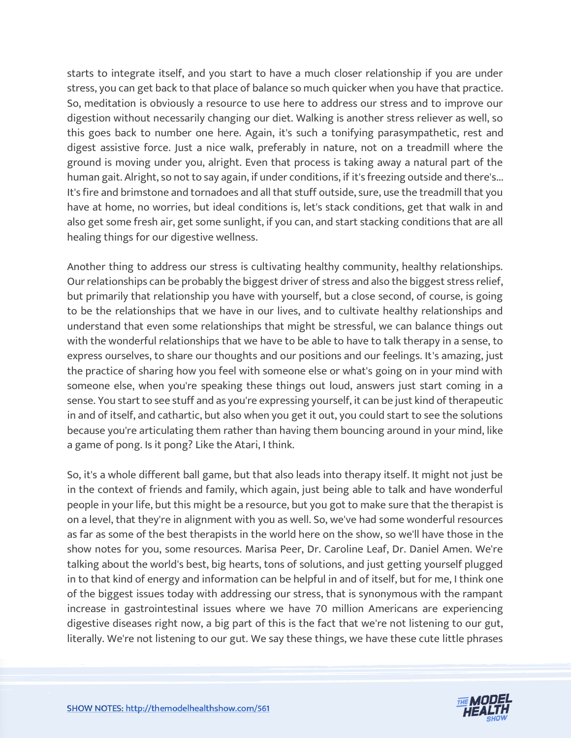starts to integrate itself, and you start to have a much closer relationship if you are under stress, you can get back to that place of balance so much quicker when you have that practice. So, meditation is obviously a resource to use here to address our stress and to improve our digestion without necessarily changing our diet. Walking is another stress reliever as well, so this goes back to number one here. Again, it's such a tonifying parasympathetic, rest and digest assistive force. Just a nice walk, preferably in nature, not on a treadmill where the ground is moving under you, alright. Even that process is taking away a natural part of the human gait. Alright, so not to say again, if under conditions, if it's freezing outside and there's... It's fire and brimstone and tornadoes and all that stuff outside, sure, use the treadmill that you have at home, no worries, but ideal conditions is, let's stack conditions, get that walk in and also get some fresh air, get some sunlight, if you can, and start stacking conditions that are all healing things for our digestive wellness.

Another thing to address our stress is cultivating healthy community, healthy relationships. Our relationships can be probably the biggest driver of stress and also the biggest stress relief, but primarily that relationship you have with yourself, but a close second, of course, is going to be the relationships that we have in our lives, and to cultivate healthy relationships and understand that even some relationships that might be stressful, we can balance things out with the wonderful relationships that we have to be able to have to talk therapy in a sense, to express ourselves, to share our thoughts and our positions and our feelings. It's amazing, just the practice of sharing how you feel with someone else or what's going on in your mind with someone else, when you're speaking these things out loud, answers just start coming in a sense. You start to see stuff and as you're expressing yourself, it can be just kind of therapeutic in and of itself, and cathartic, but also when you get it out, you could start to see the solutions because you're articulating them rather than having them bouncing around in your mind, like a game of pong. Is it pong? Like the Atari, I think.

So, it's a whole different ball game, but that also leads into therapy itself. It might not just be in the context of friends and family, which again, just being able to talk and have wonderful people in your life, but this might be a resource, but you got to make sure that the therapist is on a level, that they're in alignment with you as well. So, we've had some wonderful resources as far as some of the best therapists in the world here on the show, so we'll have those in the show notes for you, some resources. Marisa Peer, Dr. Caroline Leaf, Dr. Daniel Amen. We're talking about the world's best, big hearts, tons of solutions, and just getting yourself plugged in to that kind of energy and information can be helpful in and of itself, but for me, I think one of the biggest issues today with addressing our stress, that is synonymous with the rampant increase in gastrointestinal issues where we have 70 million Americans are experiencing digestive diseases right now, a big part of this is the fact that we're not listening to our gut, literally. We're not listening to our gut. We say these things, we have these cute little phrases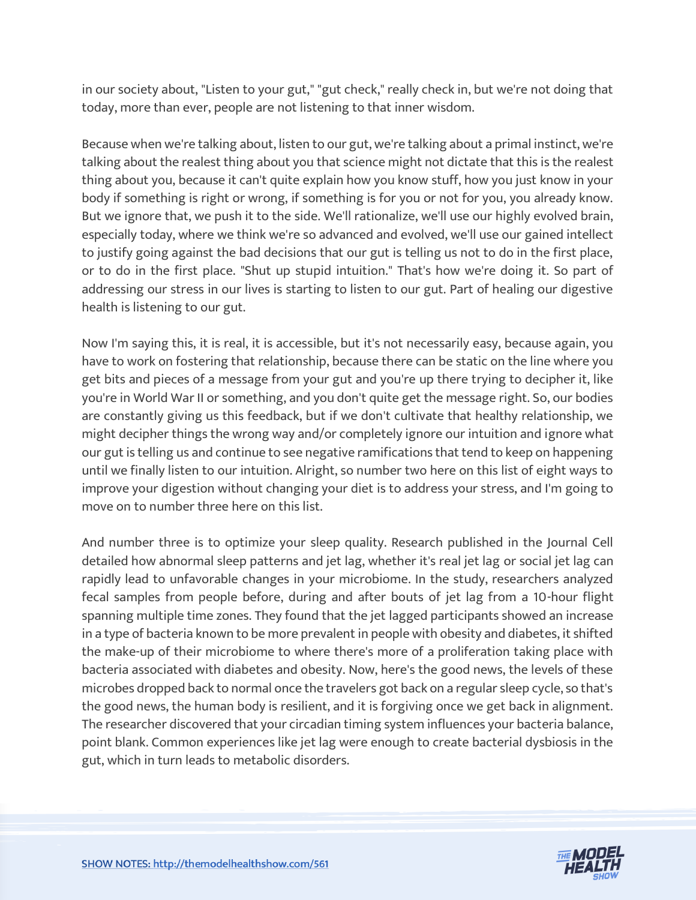in our society about, "Listen to your gut," "gut check," really check in, but we're not doing that today, more than ever, people are not listening to that inner wisdom.

Because when we're talking about, listen to our gut, we're talking about a primal instinct, we're talking about the realest thing about you that science might not dictate that this is the realest thing about you, because it can't quite explain how you know stuff, how you just know in your body if something is right or wrong, if something is for you or not for you, you already know. But we ignore that, we push it to the side. We'll rationalize, we'll use our highly evolved brain, especially today, where we think we're so advanced and evolved, we'll use our gained intellect to justify going against the bad decisions that our gut is telling us not to do in the first place, or to do in the first place. "Shut up stupid intuition." That's how we're doing it. So part of addressing our stress in our lives is starting to listen to our gut. Part of healing our digestive health is listening to our gut.

Now I'm saying this, it is real, it is accessible, but it's not necessarily easy, because again, you have to work on fostering that relationship, because there can be static on the line where you get bits and pieces of a message from your gut and you're up there trying to decipher it, like you're in World War II or something, and you don't quite get the message right. So, our bodies are constantly giving us this feedback, but if we don't cultivate that healthy relationship, we might decipher things the wrong way and/or completely ignore our intuition and ignore what our gut is telling us and continue to see negative ramifications that tend to keep on happening until we finally listen to our intuition. Alright, so number two here on this list of eight ways to improve your digestion without changing your diet is to address your stress, and I'm going to move on to number three here on this list.

And number three is to optimize your sleep quality. Research published in the Journal Cell detailed how abnormal sleep patterns and jet lag, whether it's real jet lag or social jet lag can rapidly lead to unfavorable changes in your microbiome. In the study, researchers analyzed fecal samples from people before, during and after bouts of jet lag from a 10-hour flight spanning multiple time zones. They found that the jet lagged participants showed an increase in a type of bacteria known to be more prevalent in people with obesity and diabetes, it shifted the make-up of their microbiome to where there's more of a proliferation taking place with bacteria associated with diabetes and obesity. Now, here's the good news, the levels of these microbes dropped back to normal once the travelers got back on a regular sleep cycle, so that's the good news, the human body is resilient, and it is forgiving once we get back in alignment. The researcher discovered that your circadian timing system influences your bacteria balance, point blank. Common experiences like jet lag were enough to create bacterial dysbiosis in the gut, which in turn leads to metabolic disorders.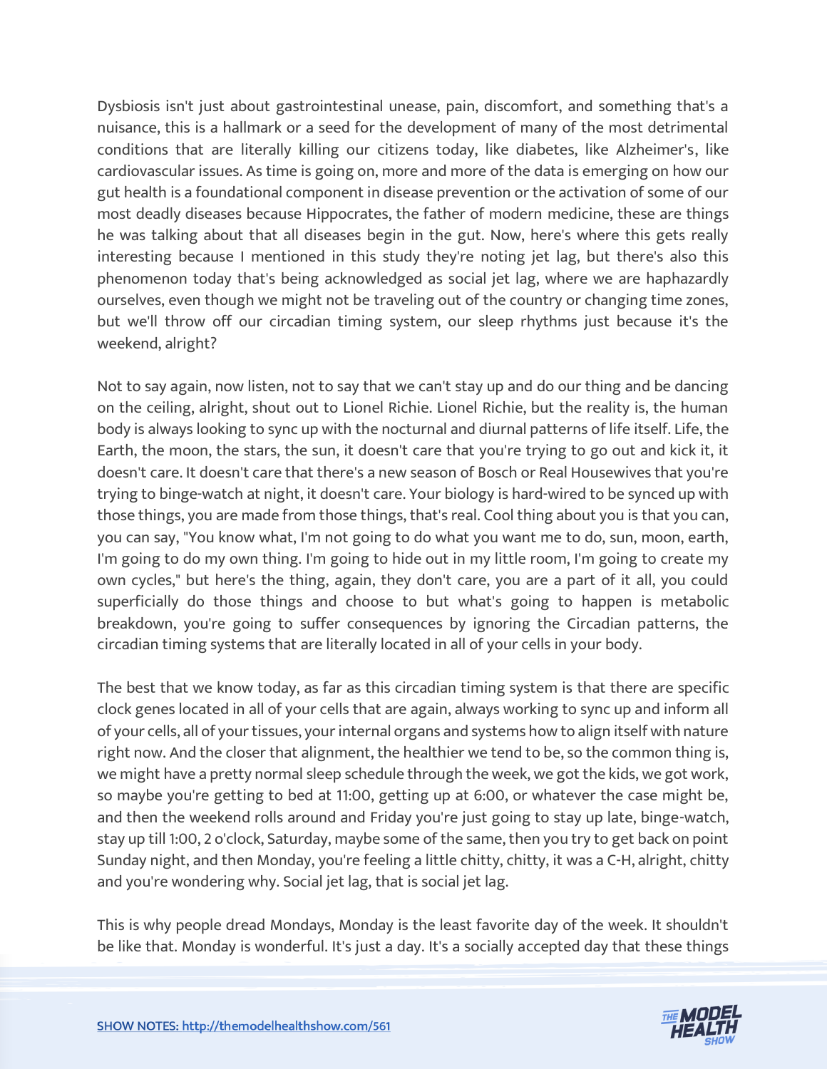Dysbiosis isn't just about gastrointestinal unease, pain, discomfort, and something that's a nuisance, this is a hallmark or a seed for the development of many of the most detrimental conditions that are literally killing our citizens today, like diabetes, like Alzheimer's, like cardiovascular issues. As time is going on, more and more of the data is emerging on how our gut health is a foundational component in disease prevention or the activation of some of our most deadly diseases because Hippocrates, the father of modern medicine, these are things he was talking about that all diseases begin in the gut. Now, here's where this gets really interesting because I mentioned in this study they're noting jet lag, but there's also this phenomenon today that's being acknowledged as social jet lag, where we are haphazardly ourselves, even though we might not be traveling out of the country or changing time zones, but we'll throw off our circadian timing system, our sleep rhythms just because it's the weekend, alright?

Not to say again, now listen, not to say that we can't stay up and do our thing and be dancing on the ceiling, alright, shout out to Lionel Richie. Lionel Richie, but the reality is, the human body is always looking to sync up with the nocturnal and diurnal patterns of life itself. Life, the Earth, the moon, the stars, the sun, it doesn't care that you're trying to go out and kick it, it doesn't care. It doesn't care that there's a new season of Bosch or Real Housewives that you're trying to binge-watch at night, it doesn't care. Your biology is hard-wired to be synced up with those things, you are made from those things, that's real. Cool thing about you is that you can, you can say, "You know what, I'm not going to do what you want me to do, sun, moon, earth, I'm going to do my own thing. I'm going to hide out in my little room, I'm going to create my own cycles," but here's the thing, again, they don't care, you are a part of it all, you could superficially do those things and choose to but what's going to happen is metabolic breakdown, you're going to suffer consequences by ignoring the Circadian patterns, the circadian timing systems that are literally located in all of your cells in your body.

The best that we know today, as far as this circadian timing system is that there are specific clock genes located in all of your cells that are again, always working to sync up and inform all of your cells, all of your tissues, your internal organs and systems how to align itself with nature right now. And the closer that alignment, the healthier we tend to be, so the common thing is, we might have a pretty normal sleep schedule through the week, we got the kids, we got work, so maybe you're getting to bed at 11:00, getting up at 6:00, or whatever the case might be, and then the weekend rolls around and Friday you're just going to stay up late, binge-watch, stay up till 1:00, 2 o'clock, Saturday, maybe some of the same, then you try to get back on point Sunday night, and then Monday, you're feeling a little chitty, chitty, it was a C-H, alright, chitty and you're wondering why. Social jet lag, that is social jet lag.

This is why people dread Mondays, Monday is the least favorite day of the week. It shouldn't be like that. Monday is wonderful. It's just a day. It's a socially accepted day that these things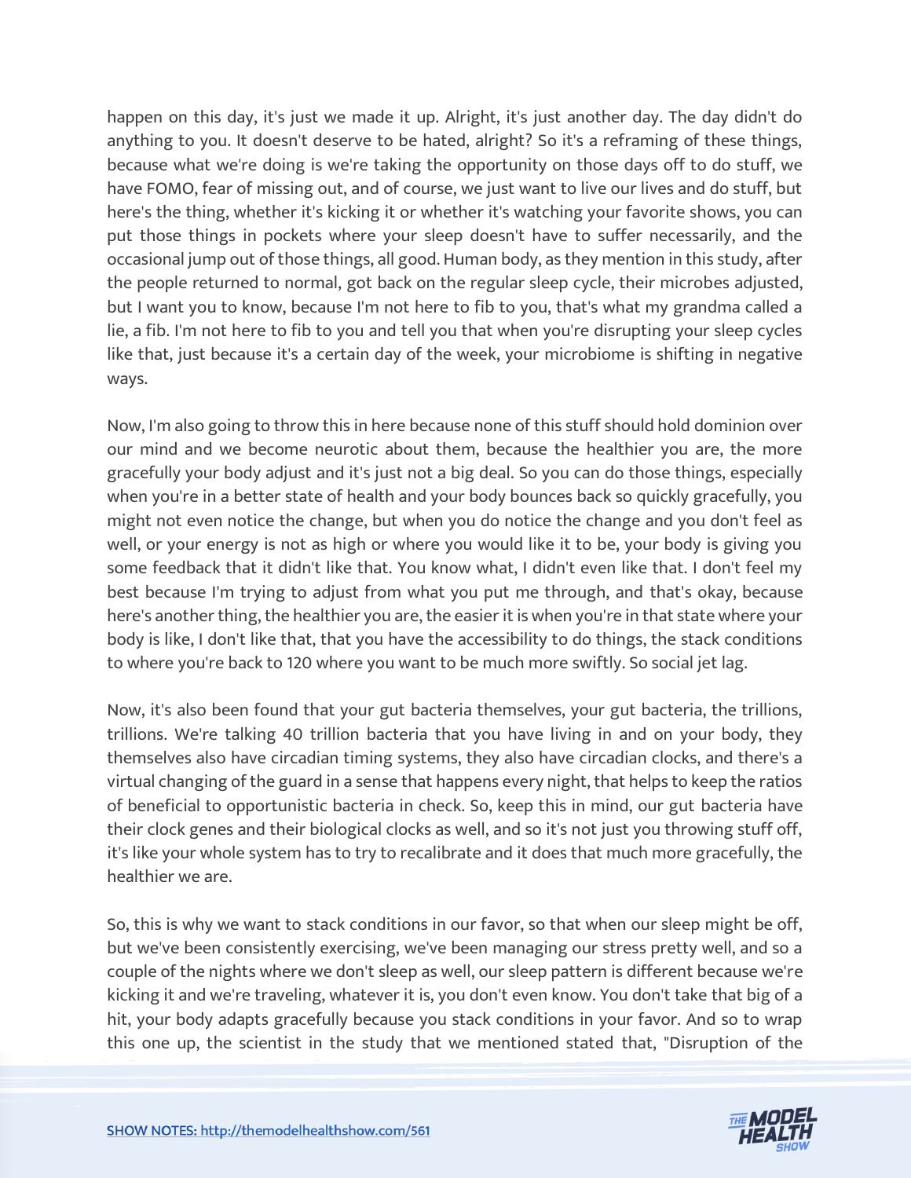happen on this day, it's just we made it up. Alright, it's just another day. The day didn't do anything to you. It doesn't deserve to be hated, alright? So it's a reframing of these things, because what we're doing is we're taking the opportunity on those days off to do stuff, we have FOMO, fear of missing out, and of course, we just want to live our lives and do stuff, but here's the thing, whether it's kicking it or whether it's watching your favorite shows, you can put those things in pockets where your sleep doesn't have to suffer necessarily, and the occasional jump out of those things, all good. Human body, as they mention in this study, after the people returned to normal, got back on the regular sleep cycle, their microbes adjusted, but I want you to know, because I'm not here to fib to you, that's what my grandma called a lie, a fib. I'm not here to fib to you and tell you that when you're disrupting your sleep cycles like that, just because it's a certain day of the week, your microbiome is shifting in negative ways.

Now, I'm also going to throw this in here because none of this stuff should hold dominion over our mind and we become neurotic about them, because the healthier you are, the more gracefully your body adjust and it's just not a big deal. So you can do those things, especially when you're in a better state of health and your body bounces back so quickly gracefully, you might not even notice the change, but when you do notice the change and you don't feel as well, or your energy is not as high or where you would like it to be, your body is giving you some feedback that it didn't like that. You know what, I didn't even like that. I don't feel my best because I'm trying to adjust from what you put me through, and that's okay, because here's another thing, the healthier you are, the easier it is when you're in that state where your body is like, I don't like that, that you have the accessibility to do things, the stack conditions to where you're back to 120 where you want to be much more swiftly. So social jet lag.

Now, it's also been found that your gut bacteria themselves, your gut bacteria, the trillions, trillions. We're talking 40 trillion bacteria that you have living in and on your body, they themselves also have circadian timing systems, they also have circadian clocks, and there's a virtual changing of the guard in a sense that happens every night, that helps to keep the ratios of beneficial to opportunistic bacteria in check. So, keep this in mind, our gut bacteria have their clock genes and their biological clocks as well, and so it's not just you throwing stuff off, it's like your whole system has to try to recalibrate and it does that much more gracefully, the healthier we are.

So, this is why we want to stack conditions in our favor, so that when our sleep might be off, but we've been consistently exercising, we've been managing our stress pretty well, and so a couple of the nights where we don't sleep as well, our sleep pattern is different because we're kicking it and we're traveling, whatever it is, you don't even know. You don't take that big of a hit, your body adapts gracefully because you stack conditions in your favor. And so to wrap this one up, the scientist in the study that we mentioned stated that, "Disruption of the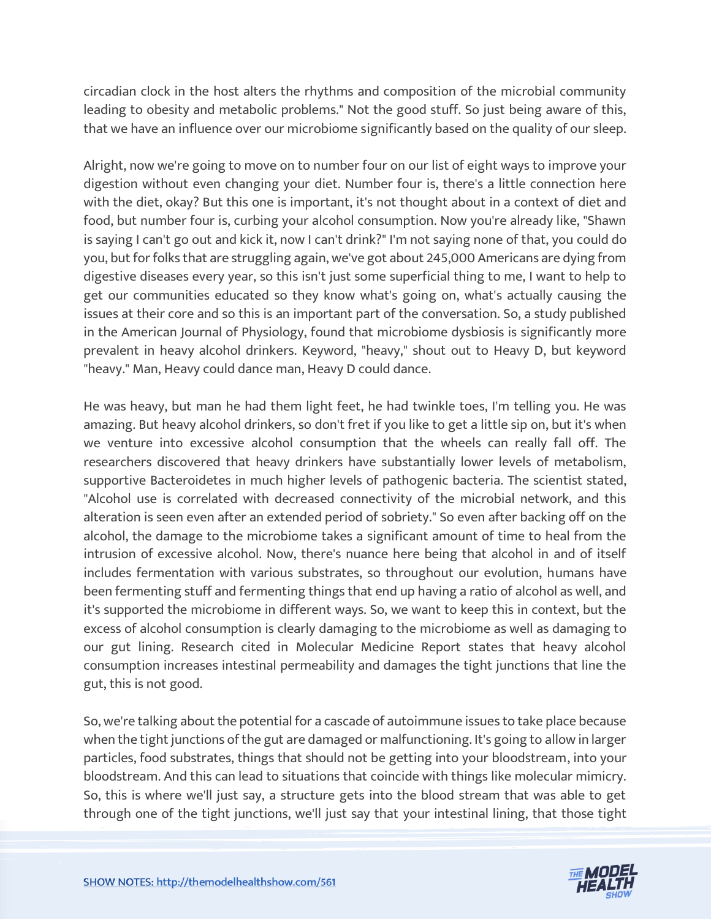circadian clock in the host alters the rhythms and composition of the microbial community leading to obesity and metabolic problems." Not the good stuff. So just being aware of this, that we have an influence over our microbiome significantly based on the quality of our sleep.

Alright, now we're going to move on to number four on our list of eight ways to improve your digestion without even changing your diet. Number four is, there's a little connection here with the diet, okay? But this one is important, it's not thought about in a context of diet and food, but number four is, curbing your alcohol consumption. Now you're already like, "Shawn is saying I can't go out and kick it, now I can't drink?" I'm not saying none of that, you could do you, but for folks that are struggling again, we've got about 245,000 Americans are dying from digestive diseases every year, so this isn't just some superficial thing to me, I want to help to get our communities educated so they know what's going on, what's actually causing the issues at their core and so this is an important part of the conversation. So, a study published in the American Journal of Physiology, found that microbiome dysbiosis is significantly more prevalent in heavy alcohol drinkers. Keyword, "heavy," shout out to Heavy D, but keyword "heavy." Man, Heavy could dance man, Heavy D could dance.

He was heavy, but man he had them light feet, he had twinkle toes, I'm telling you. He was amazing. But heavy alcohol drinkers, so don't fret if you like to get a little sip on, but it's when we venture into excessive alcohol consumption that the wheels can really fall off. The researchers discovered that heavy drinkers have substantially lower levels of metabolism, supportive Bacteroidetes in much higher levels of pathogenic bacteria. The scientist stated, "Alcohol use is correlated with decreased connectivity of the microbial network, and this alteration is seen even after an extended period of sobriety." So even after backing off on the alcohol, the damage to the microbiome takes a significant amount of time to heal from the intrusion of excessive alcohol. Now, there's nuance here being that alcohol in and of itself includes fermentation with various substrates, so throughout our evolution, humans have been fermenting stuff and fermenting things that end up having a ratio of alcohol as well, and it's supported the microbiome in different ways. So, we want to keep this in context, but the excess of alcohol consumption is clearly damaging to the microbiome as well as damaging to our gut lining. Research cited in Molecular Medicine Report states that heavy alcohol consumption increases intestinal permeability and damages the tight junctions that line the gut, this is not good.

So, we're talking about the potential for a cascade of autoimmune issues to take place because when the tight junctions of the gut are damaged or malfunctioning. It's going to allow in larger particles, food substrates, things that should not be getting into your bloodstream, into your bloodstream. And this can lead to situations that coincide with things like molecular mimicry. So, this is where we'll just say, a structure gets into the blood stream that was able to get through one of the tight junctions, we'll just say that your intestinal lining, that those tight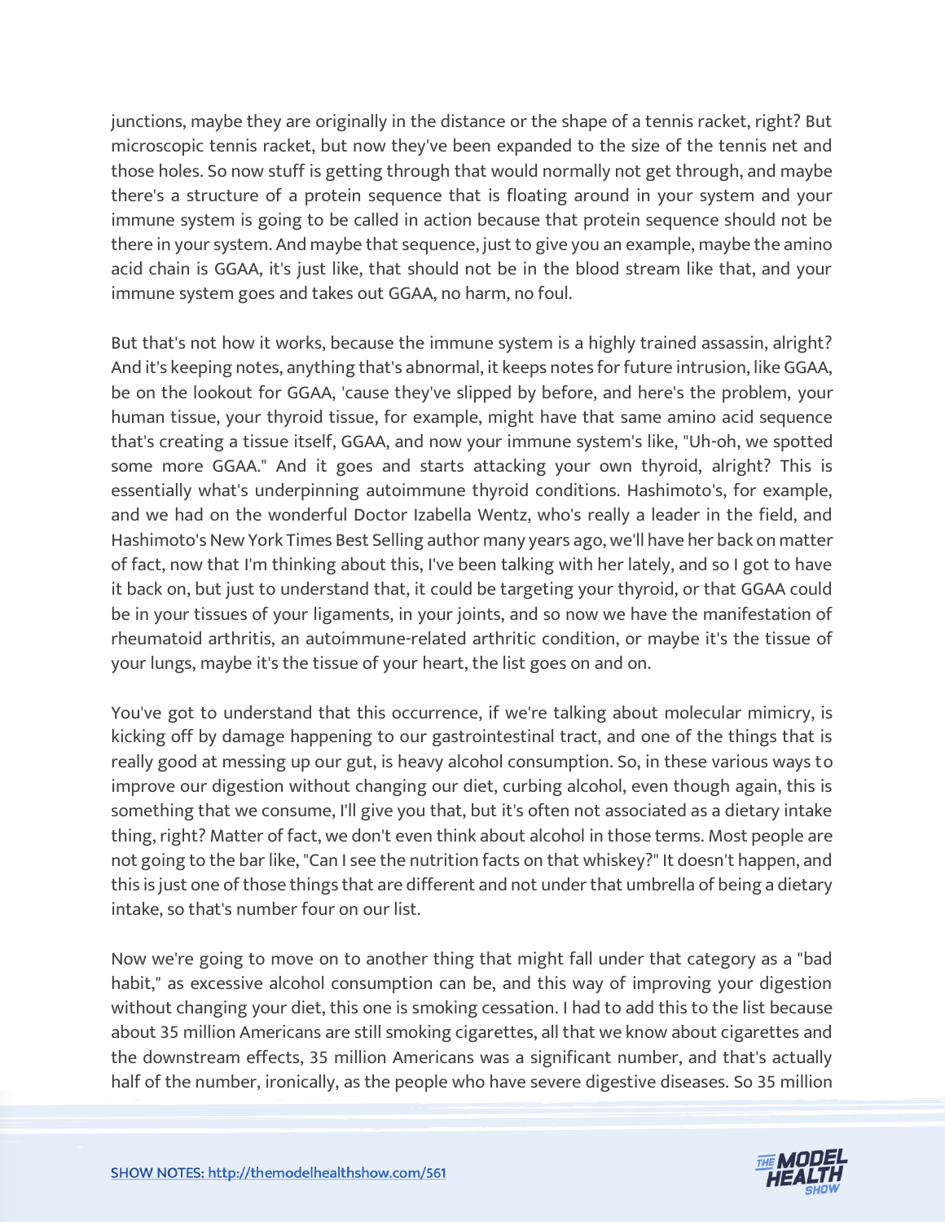junctions, maybe they are originally in the distance or the shape of a tennis racket, right? But microscopic tennis racket, but now they've been expanded to the size of the tennis net and those holes. So now stuff is getting through that would normally not get through, and maybe there's a structure of a protein sequence that is floating around in your system and your immune system is going to be called in action because that protein sequence should not be there in your system. And maybe that sequence, just to give you an example, maybe the amino acid chain is GGAA, it's just like, that should not be in the blood stream like that, and your immune system goes and takes out GGAA, no harm, no foul.

But that's not how it works, because the immune system is a highly trained assassin, alright? And it's keeping notes, anything that's abnormal, it keeps notes for future intrusion, like GGAA, be on the lookout for GGAA, 'cause they've slipped by before, and here's the problem, your human tissue, your thyroid tissue, for example, might have that same amino acid sequence that's creating a tissue itself, GGAA, and now your immune system's like, "Uh-oh, we spotted some more GGAA." And it goes and starts attacking your own thyroid, alright? This is essentially what's underpinning autoimmune thyroid conditions. Hashimoto's, for example, and we had on the wonderful Doctor Izabella Wentz, who's really a leader in the field, and Hashimoto's New York Times Best Selling author many years ago, we'll have her back on matter of fact, now that I'm thinking about this, I've been talking with her lately, and so I got to have it back on, but just to understand that, it could be targeting your thyroid, or that GGAA could be in your tissues of your ligaments, in your joints, and so now we have the manifestation of rheumatoid arthritis, an autoimmune-related arthritic condition, or maybe it's the tissue of your lungs, maybe it's the tissue of your heart, the list goes on and on.

You've got to understand that this occurrence, if we're talking about molecular mimicry, is kicking off by damage happening to our gastrointestinal tract, and one of the things that is really good at messing up our gut, is heavy alcohol consumption. So, in these various ways to improve our digestion without changing our diet, curbing alcohol, even though again, this is something that we consume, I'll give you that, but it's often not associated as a dietary intake thing, right? Matter of fact, we don't even think about alcohol in those terms. Most people are not going to the bar like, "Can I see the nutrition facts on that whiskey?" It doesn't happen, and this is just one of those things that are different and not under that umbrella of being a dietary intake, so that's number four on our list.

Now we're going to move on to another thing that might fall under that category as a "bad habit," as excessive alcohol consumption can be, and this way of improving your digestion without changing your diet, this one is smoking cessation. I had to add this to the list because about 35 million Americans are still smoking cigarettes, all that we know about cigarettes and the downstream effects, 35 million Americans was a significant number, and that's actually half of the number, ironically, as the people who have severe digestive diseases. So 35 million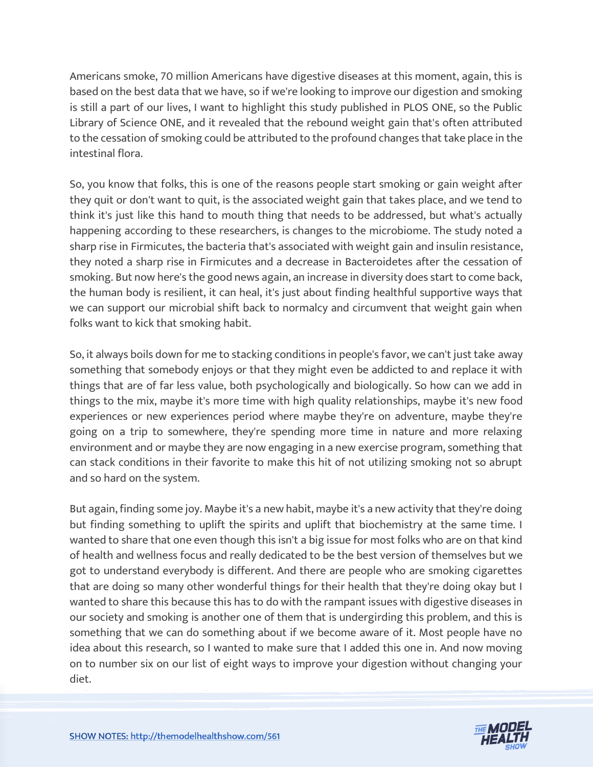Americans smoke, 70 million Americans have digestive diseases at this moment, again, this is based on the best data that we have, so if we're looking to improve our digestion and smoking is still a part of our lives, I want to highlight this study published in PLOS ONE, so the Public Library of Science ONE, and it revealed that the rebound weight gain that's often attributed to the cessation of smoking could be attributed to the profound changes that take place in the intestinal flora.

So, you know that folks, this is one of the reasons people start smoking or gain weight after they quit or don't want to quit, is the associated weight gain that takes place, and we tend to think it's just like this hand to mouth thing that needs to be addressed, but what's actually happening according to these researchers, is changes to the microbiome. The study noted a sharp rise in Firmicutes, the bacteria that's associated with weight gain and insulin resistance, they noted a sharp rise in Firmicutes and a decrease in Bacteroidetes after the cessation of smoking. But now here's the good news again, an increase in diversity does start to come back, the human body is resilient, it can heal, it's just about finding healthful supportive ways that we can support our microbial shift back to normalcy and circumvent that weight gain when folks want to kick that smoking habit.

So, it always boils down for me to stacking conditions in people's favor, we can't just take away something that somebody enjoys or that they might even be addicted to and replace it with things that are of far less value, both psychologically and biologically. So how can we add in things to the mix, maybe it's more time with high quality relationships, maybe it's new food experiences or new experiences period where maybe they're on adventure, maybe they're going on a trip to somewhere, they're spending more time in nature and more relaxing environment and or maybe they are now engaging in a new exercise program, something that can stack conditions in their favorite to make this hit of not utilizing smoking not so abrupt and so hard on the system.

But again, finding some joy. Maybe it's a new habit, maybe it's a new activity that they're doing but finding something to uplift the spirits and uplift that biochemistry at the same time. I wanted to share that one even though this isn't a big issue for most folks who are on that kind of health and wellness focus and really dedicated to be the best version of themselves but we got to understand everybody is different. And there are people who are smoking cigarettes that are doing so many other wonderful things for their health that they're doing okay but I wanted to share this because this has to do with the rampant issues with digestive diseases in our society and smoking is another one of them that is undergirding this problem, and this is something that we can do something about if we become aware of it. Most people have no idea about this research, so I wanted to make sure that I added this one in. And now moving on to number six on our list of eight ways to improve your digestion without changing your diet.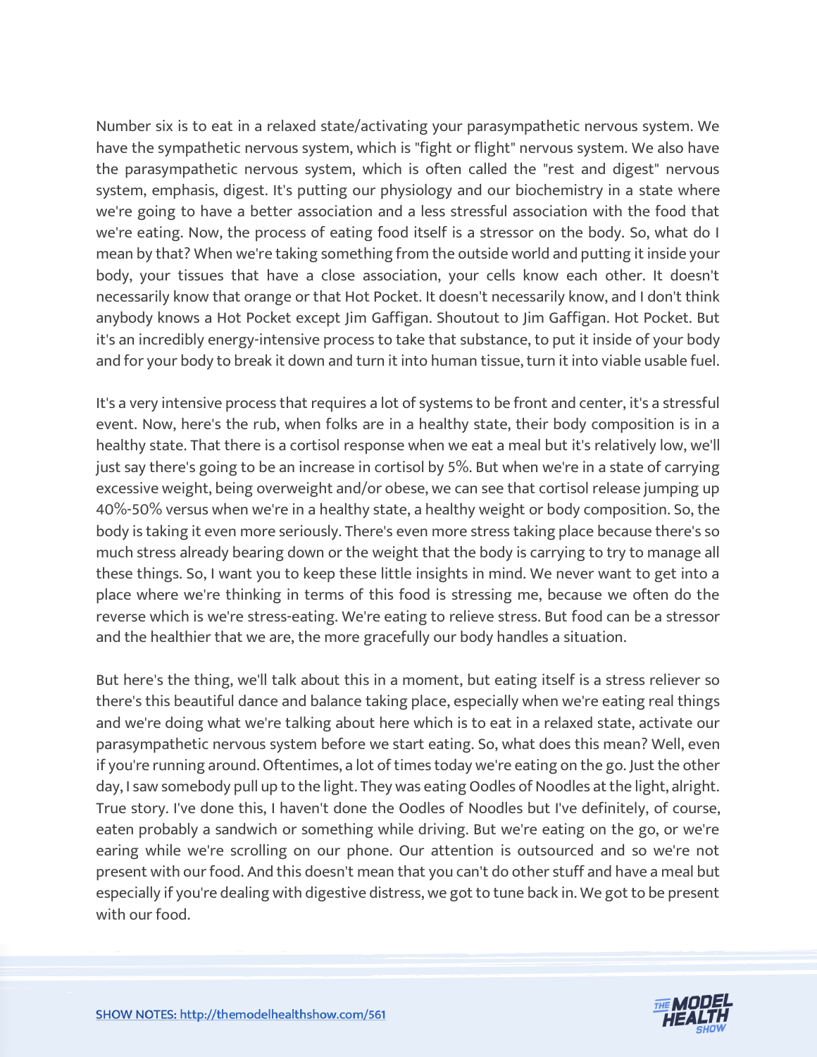Number six is to eat in a relaxed state/activating your parasympathetic nervous system. We have the sympathetic nervous system, which is "fight or flight" nervous system. We also have the parasympathetic nervous system, which is often called the "rest and digest" nervous system, emphasis, digest. It's putting our physiology and our biochemistry in a state where we're going to have a better association and a less stressful association with the food that we're eating. Now, the process of eating food itself is a stressor on the body. So, what do I mean by that? When we're taking something from the outside world and putting it inside your body, your tissues that have a close association, your cells know each other. It doesn't necessarily know that orange or that Hot Pocket. It doesn't necessarily know, and I don't think anybody knows a Hot Pocket except Jim Gaffigan. Shoutout to Jim Gaffigan. Hot Pocket. But it's an incredibly energy-intensive process to take that substance, to put it inside of your body and for your body to break it down and turn it into human tissue, turn it into viable usable fuel.

It's a very intensive process that requires a lot of systems to be front and center, it's a stressful event. Now, here's the rub, when folks are in a healthy state, their body composition is in a healthy state. That there is a cortisol response when we eat a meal but it's relatively low, we'll just say there's going to be an increase in cortisol by 5%. But when we're in a state of carrying excessive weight, being overweight and/or obese, we can see that cortisol release jumping up 40%-50% versus when we're in a healthy state, a healthy weight or body composition. So, the body is taking it even more seriously. There's even more stress taking place because there's so much stress already bearing down or the weight that the body is carrying to try to manage all these things. So, I want you to keep these little insights in mind. We never want to get into a place where we're thinking in terms of this food is stressing me, because we often do the reverse which is we're stress-eating. We're eating to relieve stress. But food can be a stressor and the healthier that we are, the more gracefully our body handles a situation.

But here's the thing, we'll talk about this in a moment, but eating itself is a stress reliever so there's this beautiful dance and balance taking place, especially when we're eating real things and we're doing what we're talking about here which is to eat in a relaxed state, activate our parasympathetic nervous system before we start eating. So, what does this mean? Well, even if you're running around. Oftentimes, a lot of times today we're eating on the go. Just the other day, I saw somebody pull up to the light. They was eating Oodles of Noodles at the light, alright. True story. I've done this, I haven't done the Oodles of Noodles but I've definitely, of course, eaten probably a sandwich or something while driving. But we're eating on the go, or we're earing while we're scrolling on our phone. Our attention is outsourced and so we're not present with our food. And this doesn't mean that you can't do other stuff and have a meal but especially if you're dealing with digestive distress, we got to tune back in. We got to be present with our food.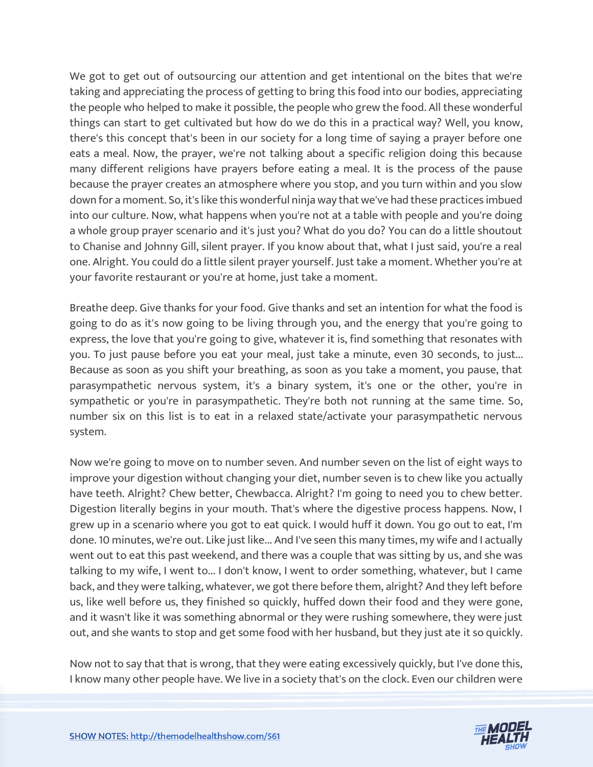We got to get out of outsourcing our attention and get intentional on the bites that we're taking and appreciating the process of getting to bring this food into our bodies, appreciating the people who helped to make it possible, the people who grew the food. All these wonderful things can start to get cultivated but how do we do this in a practical way? Well, you know, there's this concept that's been in our society for a long time of saying a prayer before one eats a meal. Now, the prayer, we're not talking about a specific religion doing this because many different religions have prayers before eating a meal. It is the process of the pause because the prayer creates an atmosphere where you stop, and you turn within and you slow down for a moment. So, it's like this wonderful ninja way that we've had these practices imbued into our culture. Now, what happens when you're not at a table with people and you're doing a whole group prayer scenario and it's just you? What do you do? You can do a little shoutout to Chanise and Johnny Gill, silent prayer. If you know about that, what I just said, you're a real one. Alright. You could do a little silent prayer yourself. Just take a moment. Whether you're at your favorite restaurant or you're at home, just take a moment.

Breathe deep. Give thanks for your food. Give thanks and set an intention for what the food is going to do as it's now going to be living through you, and the energy that you're going to express, the love that you're going to give, whatever it is, find something that resonates with you. To just pause before you eat your meal, just take a minute, even 30 seconds, to just... Because as soon as you shift your breathing, as soon as you take a moment, you pause, that parasympathetic nervous system, it's a binary system, it's one or the other, you're in sympathetic or you're in parasympathetic. They're both not running at the same time. So, number six on this list is to eat in a relaxed state/activate your parasympathetic nervous system.

Now we're going to move on to number seven. And number seven on the list of eight ways to improve your digestion without changing your diet, number seven is to chew like you actually have teeth. Alright? Chew better, Chewbacca. Alright? I'm going to need you to chew better. Digestion literally begins in your mouth. That's where the digestive process happens. Now, I grew up in a scenario where you got to eat quick. I would huff it down. You go out to eat, I'm done. 10 minutes, we're out. Like just like... And I've seen this many times, my wife and I actually went out to eat this past weekend, and there was a couple that was sitting by us, and she was talking to my wife, I went to... I don't know, I went to order something, whatever, but I came back, and they were talking, whatever, we got there before them, alright? And they left before us, like well before us, they finished so quickly, huffed down their food and they were gone, and it wasn't like it was something abnormal or they were rushing somewhere, they were just out, and she wants to stop and get some food with her husband, but they just ate it so quickly.

Now not to say that that is wrong, that they were eating excessively quickly, but I've done this, I know many other people have. We live in a society that's on the clock. Even our children were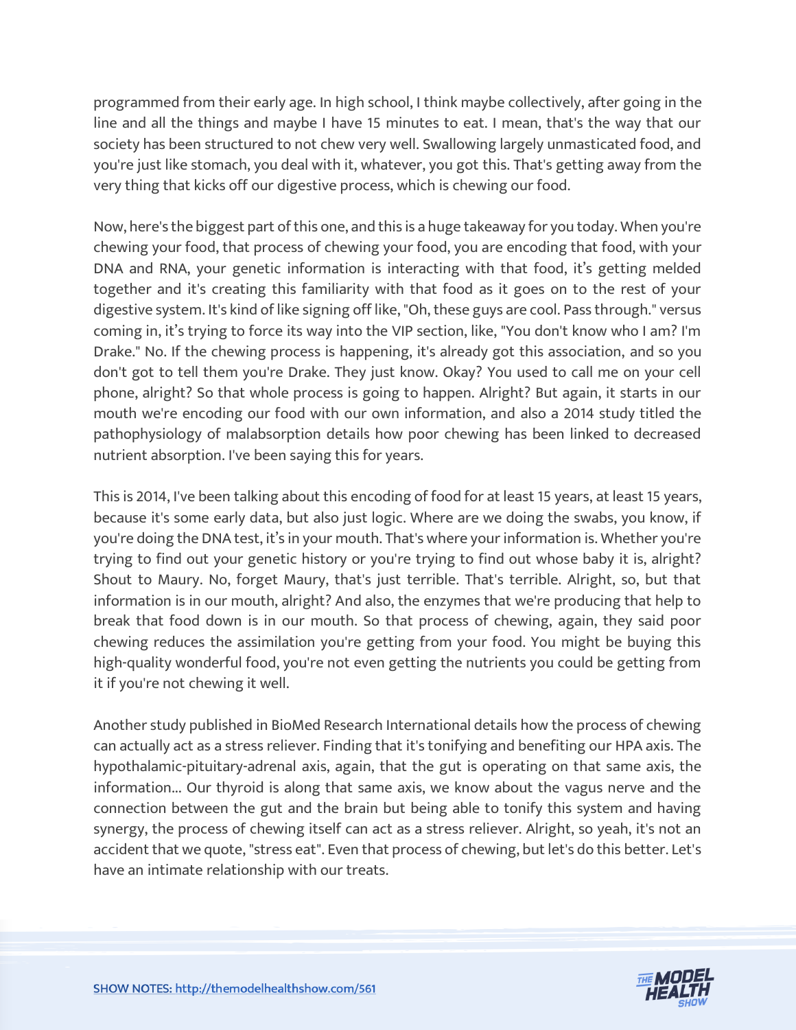programmed from their early age. In high school, I think maybe collectively, after going in the line and all the things and maybe I have 15 minutes to eat. I mean, that's the way that our society has been structured to not chew very well. Swallowing largely unmasticated food, and you're just like stomach, you deal with it, whatever, you got this. That's getting away from the very thing that kicks off our digestive process, which is chewing our food.

Now, here's the biggest part of this one, and this is a huge takeaway for you today. When you're chewing your food, that process of chewing your food, you are encoding that food, with your DNA and RNA, your genetic information is interacting with that food, it's getting melded together and it's creating this familiarity with that food as it goes on to the rest of your digestive system. It's kind of like signing off like, "Oh, these guys are cool. Pass through." versus coming in, it's trying to force its way into the VIP section, like, "You don't know who I am? I'm Drake." No. If the chewing process is happening, it's already got this association, and so you don't got to tell them you're Drake. They just know. Okay? You used to call me on your cell phone, alright? So that whole process is going to happen. Alright? But again, it starts in our mouth we're encoding our food with our own information, and also a 2014 study titled the pathophysiology of malabsorption details how poor chewing has been linked to decreased nutrient absorption. I've been saying this for years.

This is 2014, I've been talking about this encoding of food for at least 15 years, at least 15 years, because it's some early data, but also just logic. Where are we doing the swabs, you know, if you're doing the DNA test, it's in your mouth. That's where your information is. Whether you're trying to find out your genetic history or you're trying to find out whose baby it is, alright? Shout to Maury. No, forget Maury, that's just terrible. That's terrible. Alright, so, but that information is in our mouth, alright? And also, the enzymes that we're producing that help to break that food down is in our mouth. So that process of chewing, again, they said poor chewing reduces the assimilation you're getting from your food. You might be buying this high-quality wonderful food, you're not even getting the nutrients you could be getting from it if you're not chewing it well.

Another study published in BioMed Research International details how the process of chewing can actually act as a stress reliever. Finding that it's tonifying and benefiting our HPA axis. The hypothalamic-pituitary-adrenal axis, again, that the gut is operating on that same axis, the information... Our thyroid is along that same axis, we know about the vagus nerve and the connection between the gut and the brain but being able to tonify this system and having synergy, the process of chewing itself can act as a stress reliever. Alright, so yeah, it's not an accident that we quote, "stress eat". Even that process of chewing, but let's do this better. Let's have an intimate relationship with our treats.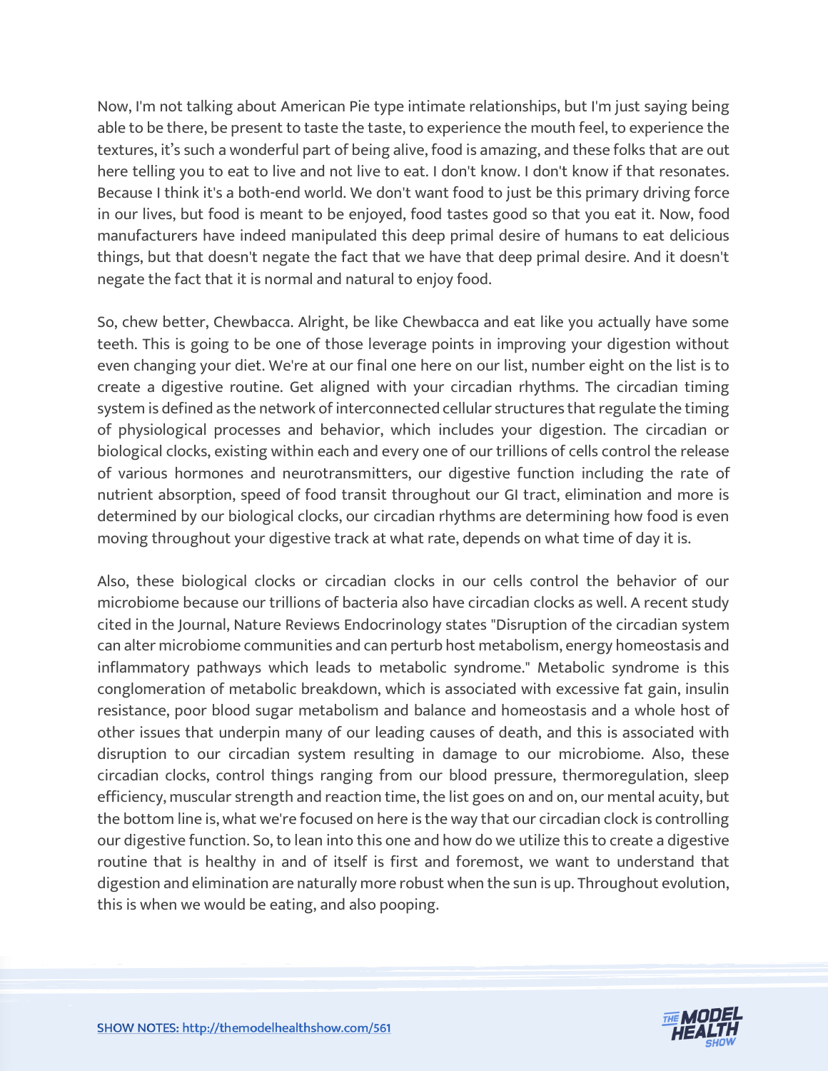Now, I'm not talking about American Pie type intimate relationships, but I'm just saying being able to be there, be present to taste the taste, to experience the mouth feel, to experience the textures, it's such a wonderful part of being alive, food is amazing, and these folks that are out here telling you to eat to live and not live to eat. I don't know. I don't know if that resonates. Because I think it's a both-end world. We don't want food to just be this primary driving force in our lives, but food is meant to be enjoyed, food tastes good so that you eat it. Now, food manufacturers have indeed manipulated this deep primal desire of humans to eat delicious things, but that doesn't negate the fact that we have that deep primal desire. And it doesn't negate the fact that it is normal and natural to enjoy food.

So, chew better, Chewbacca. Alright, be like Chewbacca and eat like you actually have some teeth. This is going to be one of those leverage points in improving your digestion without even changing your diet. We're at our final one here on our list, number eight on the list is to create a digestive routine. Get aligned with your circadian rhythms. The circadian timing system is defined as the network of interconnected cellular structures that regulate the timing of physiological processes and behavior, which includes your digestion. The circadian or biological clocks, existing within each and every one of our trillions of cells control the release of various hormones and neurotransmitters, our digestive function including the rate of nutrient absorption, speed of food transit throughout our GI tract, elimination and more is determined by our biological clocks, our circadian rhythms are determining how food is even moving throughout your digestive track at what rate, depends on what time of day it is.

Also, these biological clocks or circadian clocks in our cells control the behavior of our microbiome because our trillions of bacteria also have circadian clocks as well. A recent study cited in the Journal, Nature Reviews Endocrinology states "Disruption of the circadian system can alter microbiome communities and can perturb host metabolism, energy homeostasis and inflammatory pathways which leads to metabolic syndrome." Metabolic syndrome is this conglomeration of metabolic breakdown, which is associated with excessive fat gain, insulin resistance, poor blood sugar metabolism and balance and homeostasis and a whole host of other issues that underpin many of our leading causes of death, and this is associated with disruption to our circadian system resulting in damage to our microbiome. Also, these circadian clocks, control things ranging from our blood pressure, thermoregulation, sleep efficiency, muscular strength and reaction time, the list goes on and on, our mental acuity, but the bottom line is, what we're focused on here is the way that our circadian clock is controlling our digestive function. So, to lean into this one and how do we utilize this to create a digestive routine that is healthy in and of itself is first and foremost, we want to understand that digestion and elimination are naturally more robust when the sun is up. Throughout evolution, this is when we would be eating, and also pooping.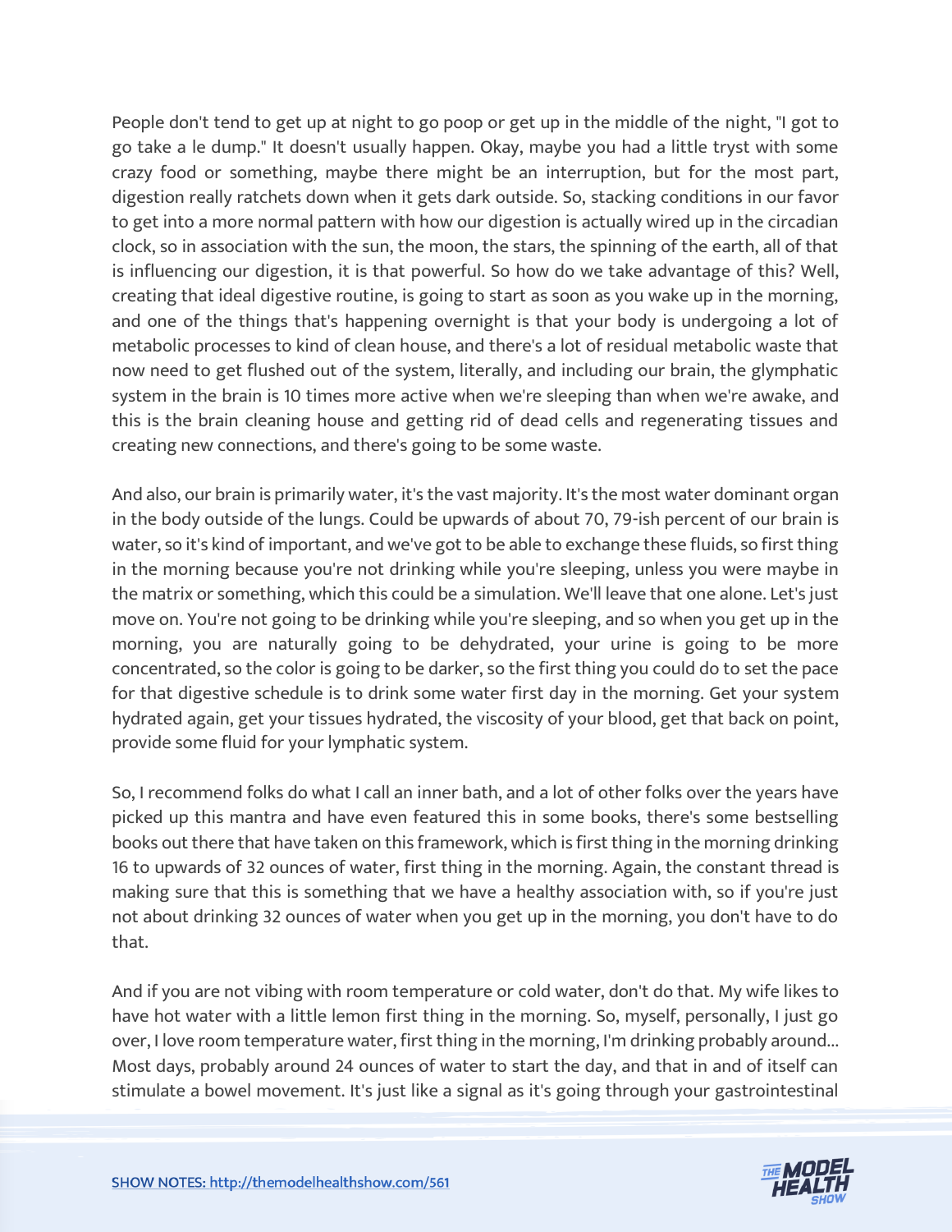People don't tend to get up at night to go poop or get up in the middle of the night, "I got to go take a le dump." It doesn't usually happen. Okay, maybe you had a little tryst with some crazy food or something, maybe there might be an interruption, but for the most part, digestion really ratchets down when it gets dark outside. So, stacking conditions in our favor to get into a more normal pattern with how our digestion is actually wired up in the circadian clock, so in association with the sun, the moon, the stars, the spinning of the earth, all of that is influencing our digestion, it is that powerful. So how do we take advantage of this? Well, creating that ideal digestive routine, is going to start as soon as you wake up in the morning, and one of the things that's happening overnight is that your body is undergoing a lot of metabolic processes to kind of clean house, and there's a lot of residual metabolic waste that now need to get flushed out of the system, literally, and including our brain, the glymphatic system in the brain is 10 times more active when we're sleeping than when we're awake, and this is the brain cleaning house and getting rid of dead cells and regenerating tissues and creating new connections, and there's going to be some waste.

And also, our brain is primarily water, it's the vast majority. It's the most water dominant organ in the body outside of the lungs. Could be upwards of about 70, 79-ish percent of our brain is water, so it's kind of important, and we've got to be able to exchange these fluids, so first thing in the morning because you're not drinking while you're sleeping, unless you were maybe in the matrix or something, which this could be a simulation. We'll leave that one alone. Let's just move on. You're not going to be drinking while you're sleeping, and so when you get up in the morning, you are naturally going to be dehydrated, your urine is going to be more concentrated, so the color is going to be darker, so the first thing you could do to set the pace for that digestive schedule is to drink some water first day in the morning. Get your system hydrated again, get your tissues hydrated, the viscosity of your blood, get that back on point, provide some fluid for your lymphatic system.

So, I recommend folks do what I call an inner bath, and a lot of other folks over the years have picked up this mantra and have even featured this in some books, there's some bestselling books out there that have taken on this framework, which is first thing in the morning drinking 16 to upwards of 32 ounces of water, first thing in the morning. Again, the constant thread is making sure that this is something that we have a healthy association with, so if you're just not about drinking 32 ounces of water when you get up in the morning, you don't have to do that.

And if you are not vibing with room temperature or cold water, don't do that. My wife likes to have hot water with a little lemon first thing in the morning. So, myself, personally, I just go over, I love room temperature water, first thing in the morning, I'm drinking probably around... Most days, probably around 24 ounces of water to start the day, and that in and of itself can stimulate a bowel movement. It's just like a signal as it's going through your gastrointestinal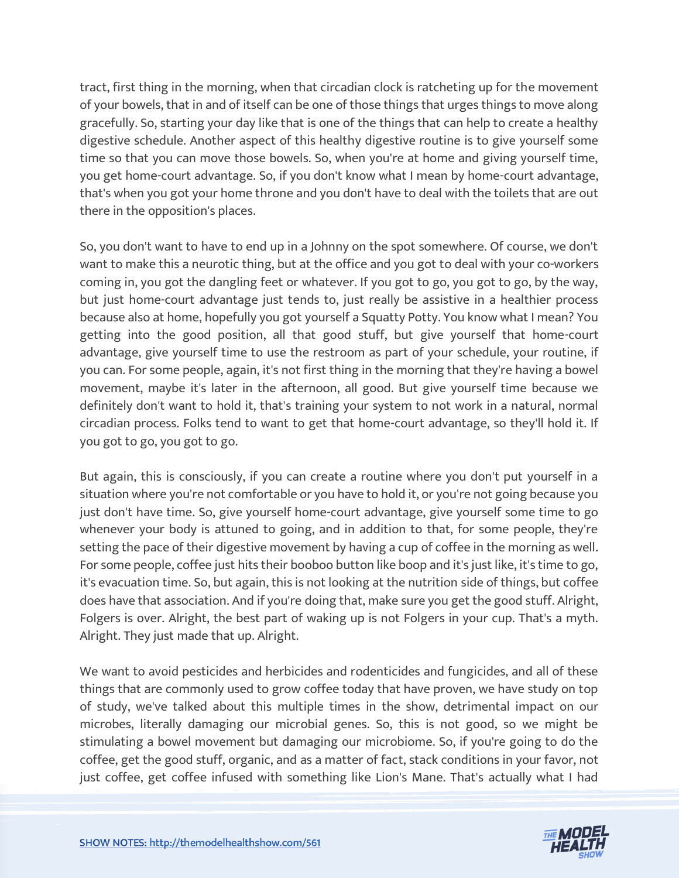tract, first thing in the morning, when that circadian clock is ratcheting up for the movement of your bowels, that in and of itself can be one of those things that urges things to move along gracefully. So, starting your day like that is one of the things that can help to create a healthy digestive schedule. Another aspect of this healthy digestive routine is to give yourself some time so that you can move those bowels. So, when you're at home and giving yourself time, you get home-court advantage. So, if you don't know what I mean by home-court advantage, that's when you got your home throne and you don't have to deal with the toilets that are out there in the opposition's places.

So, you don't want to have to end up in a Johnny on the spot somewhere. Of course, we don't want to make this a neurotic thing, but at the office and you got to deal with your co-workers coming in, you got the dangling feet or whatever. If you got to go, you got to go, by the way, but just home-court advantage just tends to, just really be assistive in a healthier process because also at home, hopefully you got yourself a Squatty Potty. You know what I mean? You getting into the good position, all that good stuff, but give yourself that home-court advantage, give yourself time to use the restroom as part of your schedule, your routine, if you can. For some people, again, it's not first thing in the morning that they're having a bowel movement, maybe it's later in the afternoon, all good. But give yourself time because we definitely don't want to hold it, that's training your system to not work in a natural, normal circadian process. Folks tend to want to get that home-court advantage, so they'll hold it. If you got to go, you got to go.

But again, this is consciously, if you can create a routine where you don't put yourself in a situation where you're not comfortable or you have to hold it, or you're not going because you just don't have time. So, give yourself home-court advantage, give yourself some time to go whenever your body is attuned to going, and in addition to that, for some people, they're setting the pace of their digestive movement by having a cup of coffee in the morning as well. For some people, coffee just hits their booboo button like boop and it's just like, it's time to go, it's evacuation time. So, but again, this is not looking at the nutrition side of things, but coffee does have that association. And if you're doing that, make sure you get the good stuff. Alright, Folgers is over. Alright, the best part of waking up is not Folgers in your cup. That's a myth. Alright. They just made that up. Alright.

We want to avoid pesticides and herbicides and rodenticides and fungicides, and all of these things that are commonly used to grow coffee today that have proven, we have study on top of study, we've talked about this multiple times in the show, detrimental impact on our microbes, literally damaging our microbial genes. So, this is not good, so we might be stimulating a bowel movement but damaging our microbiome. So, if you're going to do the coffee, get the good stuff, organic, and as a matter of fact, stack conditions in your favor, not just coffee, get coffee infused with something like Lion's Mane. That's actually what I had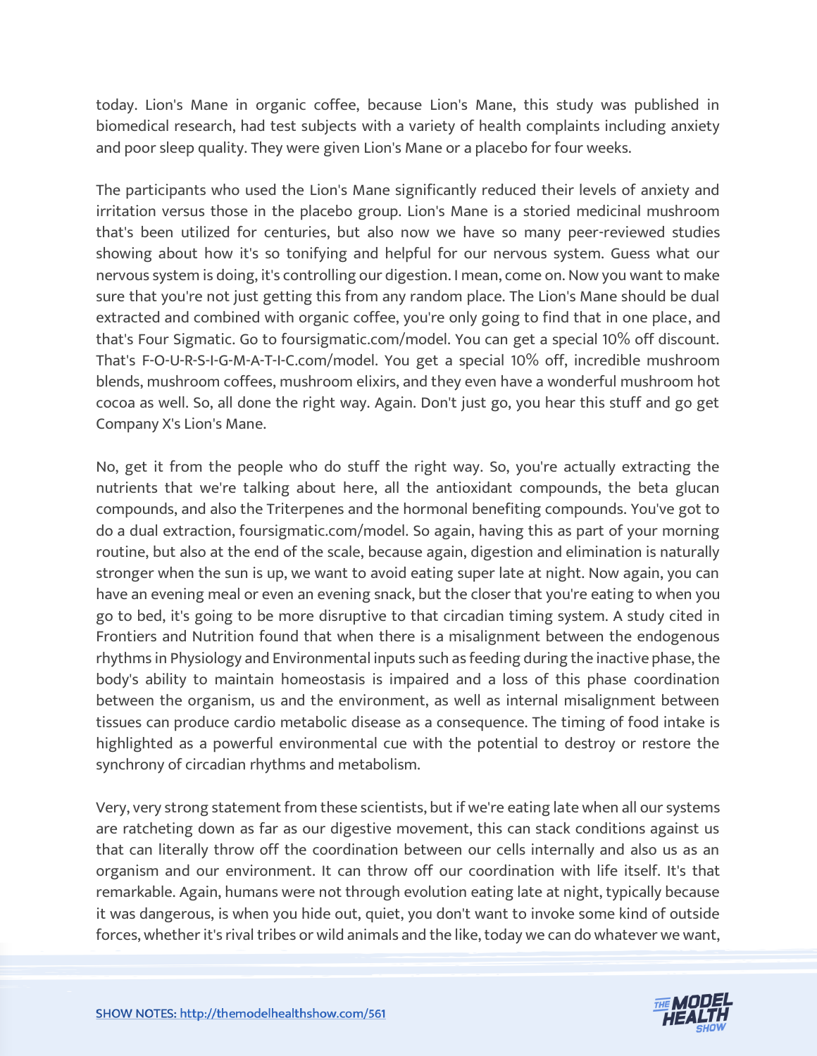today. Lion's Mane in organic coffee, because Lion's Mane, this study was published in biomedical research, had test subjects with a variety of health complaints including anxiety and poor sleep quality. They were given Lion's Mane or a placebo for four weeks.

The participants who used the Lion's Mane significantly reduced their levels of anxiety and irritation versus those in the placebo group. Lion's Mane is a storied medicinal mushroom that's been utilized for centuries, but also now we have so many peer-reviewed studies showing about how it's so tonifying and helpful for our nervous system. Guess what our nervous system is doing, it's controlling our digestion. I mean, come on. Now you want to make sure that you're not just getting this from any random place. The Lion's Mane should be dual extracted and combined with organic coffee, you're only going to find that in one place, and that's Four Sigmatic. Go to foursigmatic.com/model. You can get a special 10% off discount. That's F-O-U-R-S-I-G-M-A-T-I-C.com/model. You get a special 10% off, incredible mushroom blends, mushroom coffees, mushroom elixirs, and they even have a wonderful mushroom hot cocoa as well. So, all done the right way. Again. Don't just go, you hear this stuff and go get Company X's Lion's Mane.

No, get it from the people who do stuff the right way. So, you're actually extracting the nutrients that we're talking about here, all the antioxidant compounds, the beta glucan compounds, and also the Triterpenes and the hormonal benefiting compounds. You've got to do a dual extraction, foursigmatic.com/model. So again, having this as part of your morning routine, but also at the end of the scale, because again, digestion and elimination is naturally stronger when the sun is up, we want to avoid eating super late at night. Now again, you can have an evening meal or even an evening snack, but the closer that you're eating to when you go to bed, it's going to be more disruptive to that circadian timing system. A study cited in Frontiers and Nutrition found that when there is a misalignment between the endogenous rhythms in Physiology and Environmental inputs such as feeding during the inactive phase, the body's ability to maintain homeostasis is impaired and a loss of this phase coordination between the organism, us and the environment, as well as internal misalignment between tissues can produce cardio metabolic disease as a consequence. The timing of food intake is highlighted as a powerful environmental cue with the potential to destroy or restore the synchrony of circadian rhythms and metabolism.

Very, very strong statement from these scientists, but if we're eating late when all our systems are ratcheting down as far as our digestive movement, this can stack conditions against us that can literally throw off the coordination between our cells internally and also us as an organism and our environment. It can throw off our coordination with life itself. It's that remarkable. Again, humans were not through evolution eating late at night, typically because it was dangerous, is when you hide out, quiet, you don't want to invoke some kind of outside forces, whether it's rival tribes or wild animals and the like, today we can do whatever we want,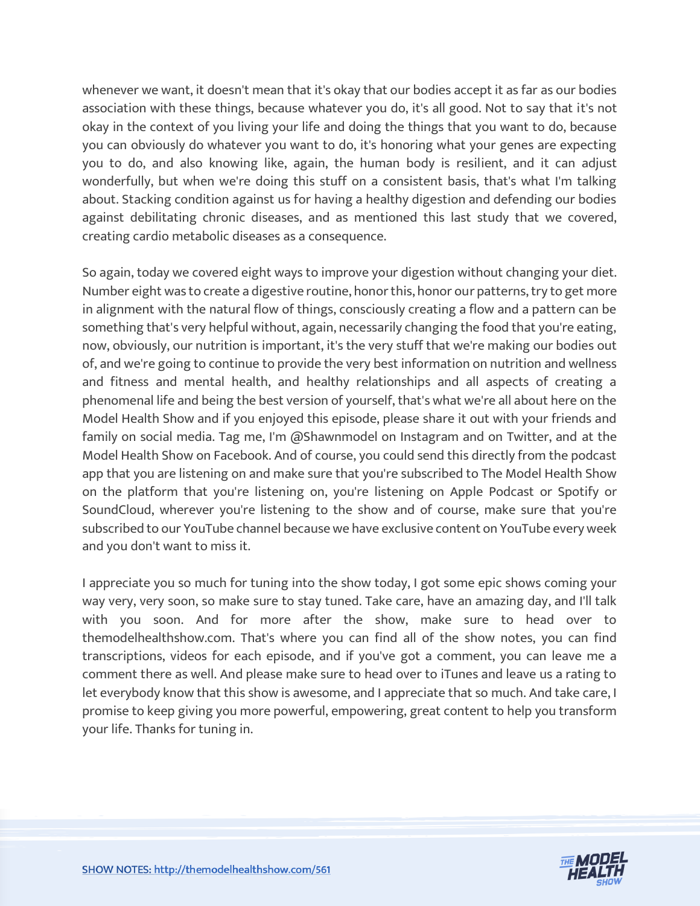whenever we want, it doesn't mean that it's okay that our bodies accept it as far as our bodies association with these things, because whatever you do, it's all good. Not to say that it's not okay in the context of you living your life and doing the things that you want to do, because you can obviously do whatever you want to do, it's honoring what your genes are expecting you to do, and also knowing like, again, the human body is resilient, and it can adjust wonderfully, but when we're doing this stuff on a consistent basis, that's what I'm talking about. Stacking condition against us for having a healthy digestion and defending our bodies against debilitating chronic diseases, and as mentioned this last study that we covered, creating cardio metabolic diseases as a consequence.

So again, today we covered eight ways to improve your digestion without changing your diet. Number eight was to create a digestive routine, honor this, honor our patterns, try to get more in alignment with the natural flow of things, consciously creating a flow and a pattern can be something that's very helpful without, again, necessarily changing the food that you're eating, now, obviously, our nutrition is important, it's the very stuff that we're making our bodies out of, and we're going to continue to provide the very best information on nutrition and wellness and fitness and mental health, and healthy relationships and all aspects of creating a phenomenal life and being the best version of yourself, that's what we're all about here on the Model Health Show and if you enjoyed this episode, please share it out with your friends and family on social media. Tag me, I'm @Shawnmodel on Instagram and on Twitter, and at the Model Health Show on Facebook. And of course, you could send this directly from the podcast app that you are listening on and make sure that you're subscribed to The Model Health Show on the platform that you're listening on, you're listening on Apple Podcast or Spotify or SoundCloud, wherever you're listening to the show and of course, make sure that you're subscribed to our YouTube channel because we have exclusive content on YouTube every week and you don't want to miss it.

I appreciate you so much for tuning into the show today, I got some epic shows coming your way very, very soon, so make sure to stay tuned. Take care, have an amazing day, and I'll talk with you soon. And for more after the show, make sure to head over to themodelhealthshow.com. That's where you can find all of the show notes, you can find transcriptions, videos for each episode, and if you've got a comment, you can leave me a comment there as well. And please make sure to head over to iTunes and leave us a rating to let everybody know that this show is awesome, and I appreciate that so much. And take care, I promise to keep giving you more powerful, empowering, great content to help you transform your life. Thanks for tuning in.